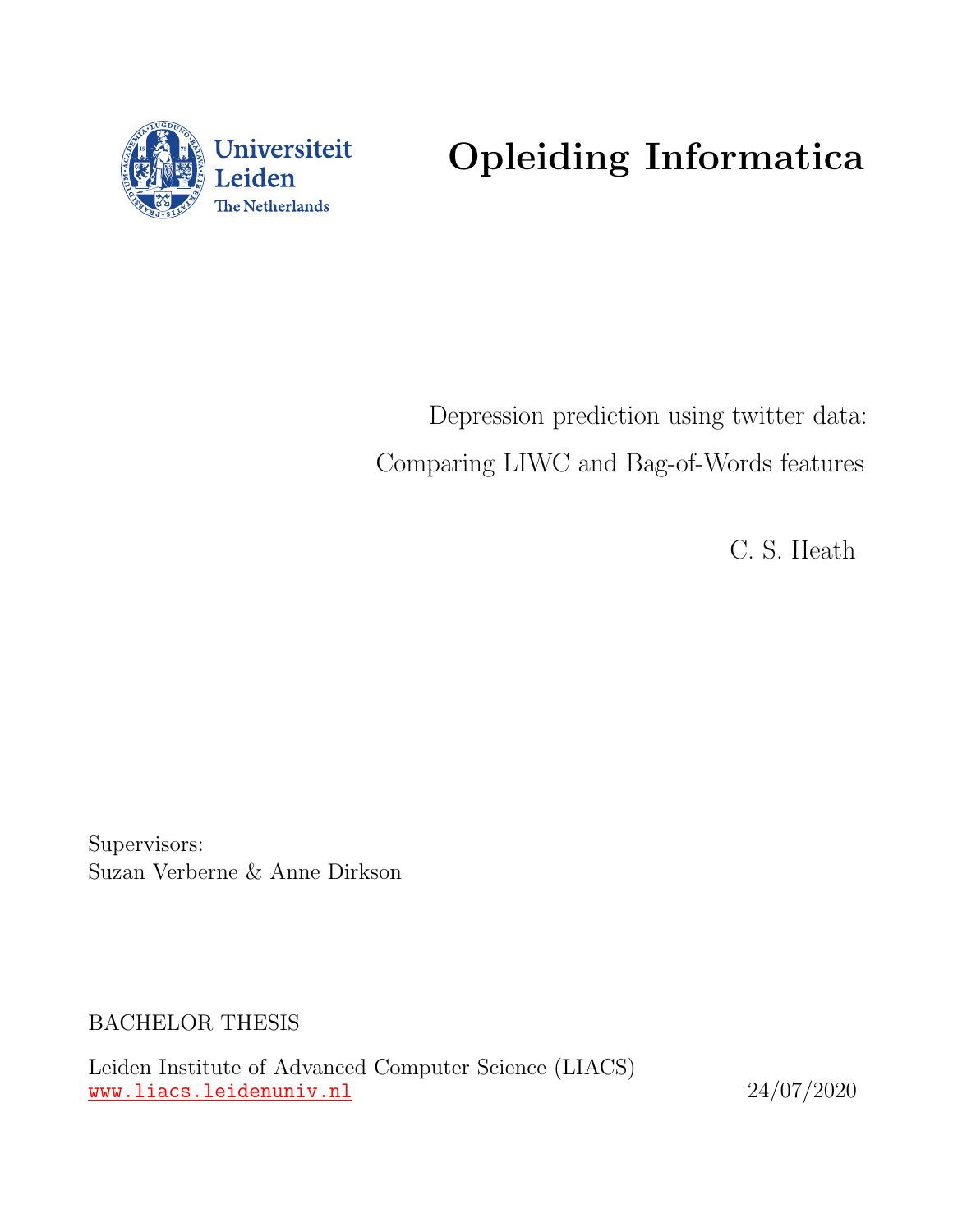Universiteit Leiden
The Netherlands

# Opleiding Informatica

Depression prediction using twitter data:

Comparing LIWC and Bag-of-Words features

C. S. Heath

Supervisors:
Suzan Verberne & Anne Dirkson

BACHELOR THESIS

Leiden Institute of Advanced Computer Science (LIACS)
www.liacs.leidenuniv.nl 24/07/2020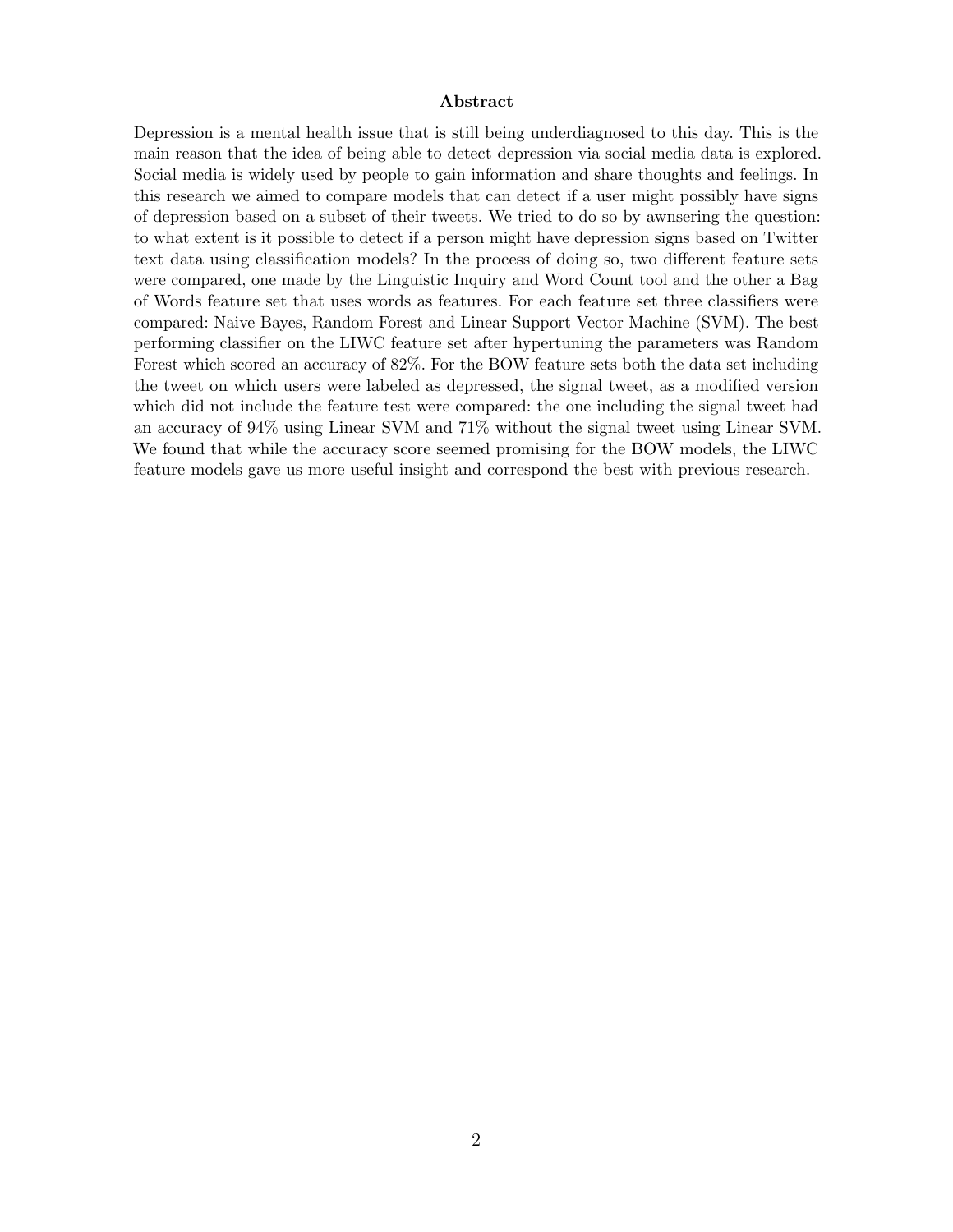## Abstract

Depression is a mental health issue that is still being underdiagnosed to this day. This is the main reason that the idea of being able to detect depression via social media data is explored. Social media is widely used by people to gain information and share thoughts and feelings. In this research we aimed to compare models that can detect if a user might possibly have signs of depression based on a subset of their tweets. We tried to do so by awnsering the question: to what extent is it possible to detect if a person might have depression signs based on Twitter text data using classification models? In the process of doing so, two different feature sets were compared, one made by the Linguistic Inquiry and Word Count tool and the other a Bag of Words feature set that uses words as features. For each feature set three classifiers were compared: Naive Bayes, Random Forest and Linear Support Vector Machine (SVM). The best performing classifier on the LIWC feature set after hypertuning the parameters was Random Forest which scored an accuracy of 82%. For the BOW feature sets both the data set including the tweet on which users were labeled as depressed, the signal tweet, as a modified version which did not include the feature test were compared: the one including the signal tweet had an accuracy of 94% using Linear SVM and 71% without the signal tweet using Linear SVM. We found that while the accuracy score seemed promising for the BOW models, the LIWC feature models gave us more useful insight and correspond the best with previous research.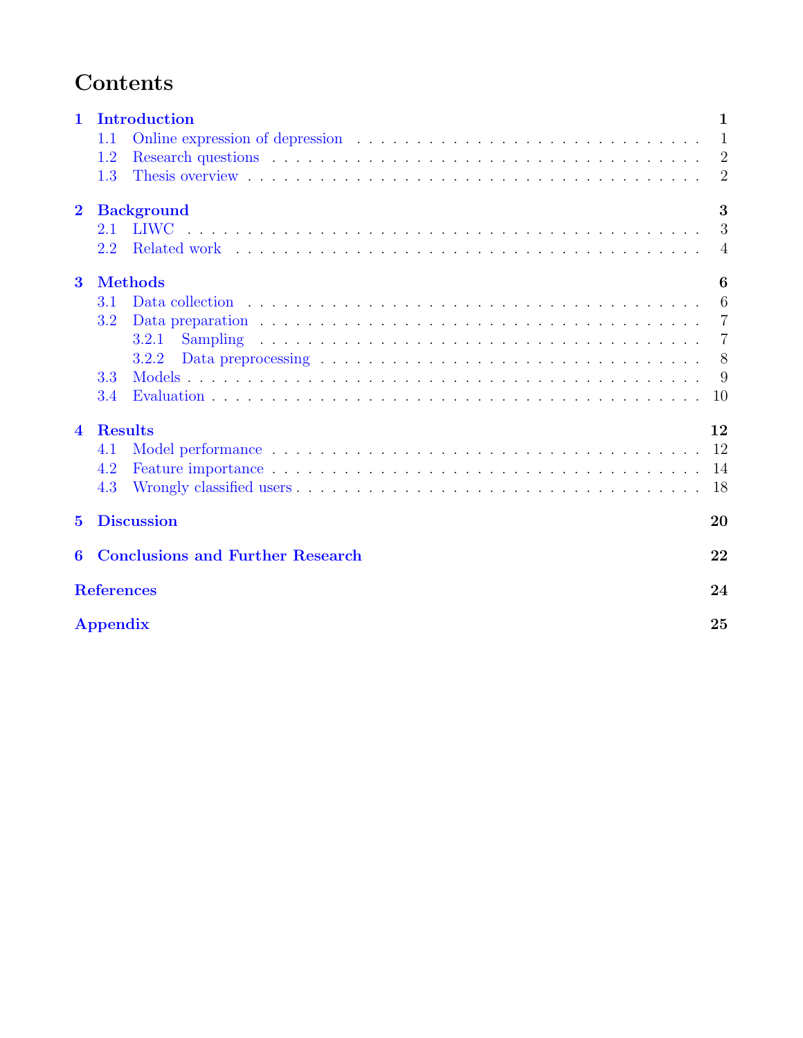# Contents

**1 Introduction** — **1**
- 1.1 Online expression of depression — 1
- 1.2 Research questions — 2
- 1.3 Thesis overview — 2

**2 Background** — **3**
- 2.1 LIWC — 3
- 2.2 Related work — 4

**3 Methods** — **6**
- 3.1 Data collection — 6
- 3.2 Data preparation — 7
  - 3.2.1 Sampling — 7
  - 3.2.2 Data preprocessing — 8
- 3.3 Models — 9
- 3.4 Evaluation — 10

**4 Results** — **12**
- 4.1 Model performance — 12
- 4.2 Feature importance — 14
- 4.3 Wrongly classified users — 18

**5 Discussion** — **20**

**6 Conclusions and Further Research** — **22**

**References** — **24**

**Appendix** — **25**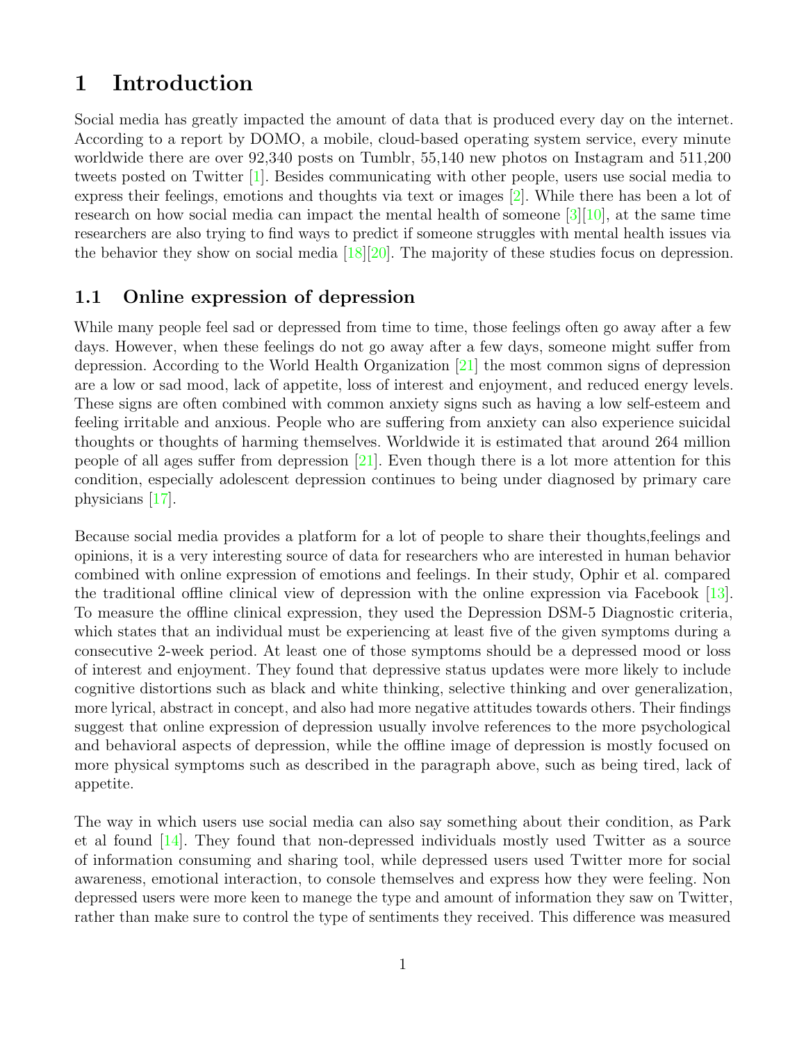# 1 Introduction

Social media has greatly impacted the amount of data that is produced every day on the internet. According to a report by DOMO, a mobile, cloud-based operating system service, every minute worldwide there are over 92,340 posts on Tumblr, 55,140 new photos on Instagram and 511,200 tweets posted on Twitter [1]. Besides communicating with other people, users use social media to express their feelings, emotions and thoughts via text or images [2]. While there has been a lot of research on how social media can impact the mental health of someone [3][10], at the same time researchers are also trying to find ways to predict if someone struggles with mental health issues via the behavior they show on social media [18][20]. The majority of these studies focus on depression.

## 1.1 Online expression of depression

While many people feel sad or depressed from time to time, those feelings often go away after a few days. However, when these feelings do not go away after a few days, someone might suffer from depression. According to the World Health Organization [21] the most common signs of depression are a low or sad mood, lack of appetite, loss of interest and enjoyment, and reduced energy levels. These signs are often combined with common anxiety signs such as having a low self-esteem and feeling irritable and anxious. People who are suffering from anxiety can also experience suicidal thoughts or thoughts of harming themselves. Worldwide it is estimated that around 264 million people of all ages suffer from depression [21]. Even though there is a lot more attention for this condition, especially adolescent depression continues to being under diagnosed by primary care physicians [17].

Because social media provides a platform for a lot of people to share their thoughts,feelings and opinions, it is a very interesting source of data for researchers who are interested in human behavior combined with online expression of emotions and feelings. In their study, Ophir et al. compared the traditional offline clinical view of depression with the online expression via Facebook [13]. To measure the offline clinical expression, they used the Depression DSM-5 Diagnostic criteria, which states that an individual must be experiencing at least five of the given symptoms during a consecutive 2-week period. At least one of those symptoms should be a depressed mood or loss of interest and enjoyment. They found that depressive status updates were more likely to include cognitive distortions such as black and white thinking, selective thinking and over generalization, more lyrical, abstract in concept, and also had more negative attitudes towards others. Their findings suggest that online expression of depression usually involve references to the more psychological and behavioral aspects of depression, while the offline image of depression is mostly focused on more physical symptoms such as described in the paragraph above, such as being tired, lack of appetite.

The way in which users use social media can also say something about their condition, as Park et al found [14]. They found that non-depressed individuals mostly used Twitter as a source of information consuming and sharing tool, while depressed users used Twitter more for social awareness, emotional interaction, to console themselves and express how they were feeling. Non depressed users were more keen to manege the type and amount of information they saw on Twitter, rather than make sure to control the type of sentiments they received. This difference was measured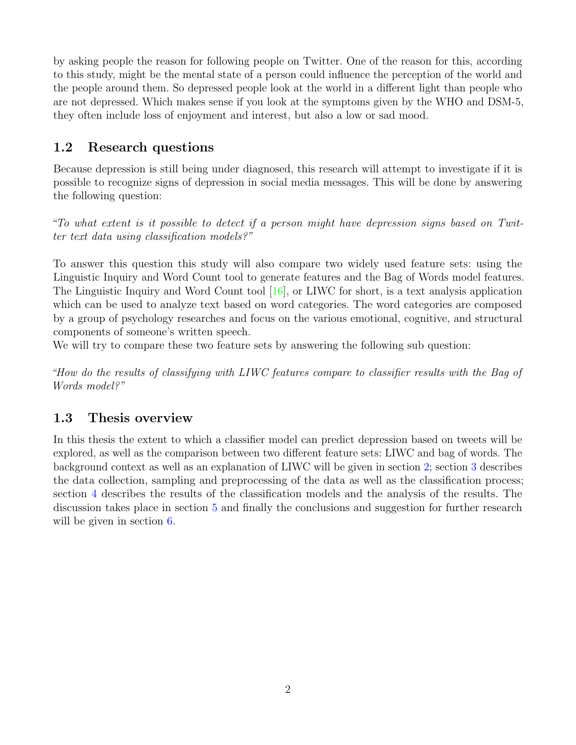by asking people the reason for following people on Twitter. One of the reason for this, according to this study, might be the mental state of a person could influence the perception of the world and the people around them. So depressed people look at the world in a different light than people who are not depressed. Which makes sense if you look at the symptoms given by the WHO and DSM-5, they often include loss of enjoyment and interest, but also a low or sad mood.

## 1.2 Research questions

Because depression is still being under diagnosed, this research will attempt to investigate if it is possible to recognize signs of depression in social media messages. This will be done by answering the following question:

*"To what extent is it possible to detect if a person might have depression signs based on Twitter text data using classification models?"*

To answer this question this study will also compare two widely used feature sets: using the Linguistic Inquiry and Word Count tool to generate features and the Bag of Words model features. The Linguistic Inquiry and Word Count tool [16], or LIWC for short, is a text analysis application which can be used to analyze text based on word categories. The word categories are composed by a group of psychology researches and focus on the various emotional, cognitive, and structural components of someone's written speech.
We will try to compare these two feature sets by answering the following sub question:

*"How do the results of classifying with LIWC features compare to classifier results with the Bag of Words model?"*

## 1.3 Thesis overview

In this thesis the extent to which a classifier model can predict depression based on tweets will be explored, as well as the comparison between two different feature sets: LIWC and bag of words. The background context as well as an explanation of LIWC will be given in section 2; section 3 describes the data collection, sampling and preprocessing of the data as well as the classification process; section 4 describes the results of the classification models and the analysis of the results. The discussion takes place in section 5 and finally the conclusions and suggestion for further research will be given in section 6.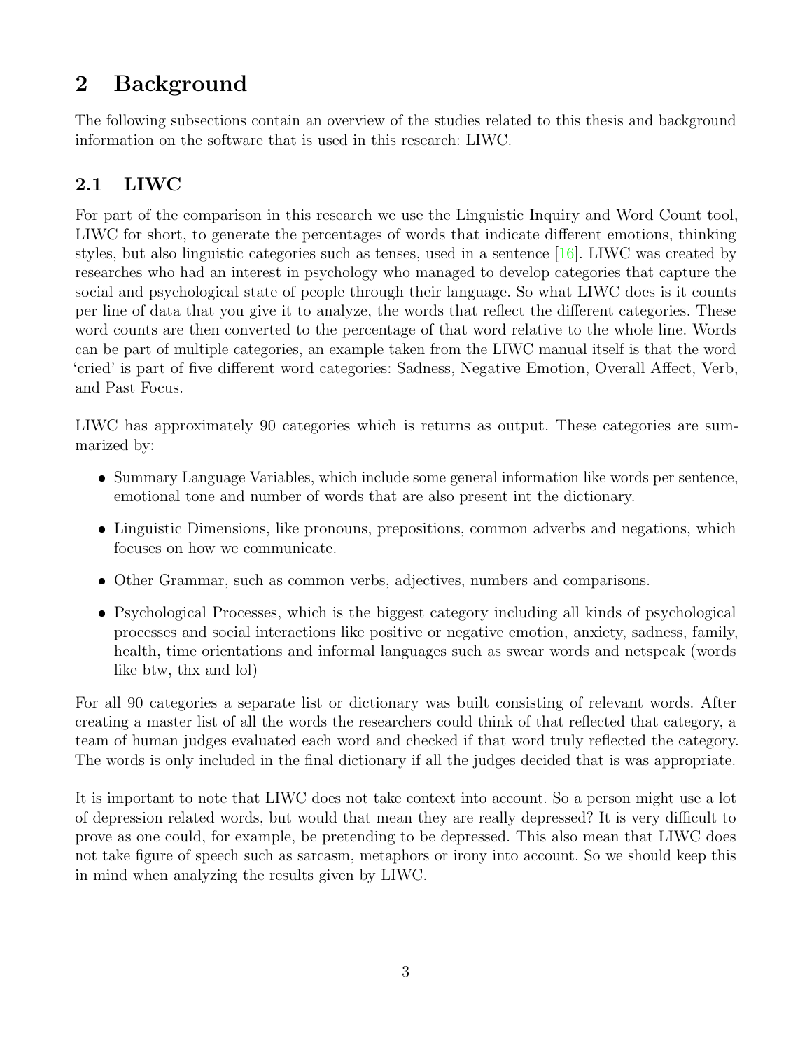# 2 Background

The following subsections contain an overview of the studies related to this thesis and background information on the software that is used in this research: LIWC.

## 2.1 LIWC

For part of the comparison in this research we use the Linguistic Inquiry and Word Count tool, LIWC for short, to generate the percentages of words that indicate different emotions, thinking styles, but also linguistic categories such as tenses, used in a sentence [16]. LIWC was created by researches who had an interest in psychology who managed to develop categories that capture the social and psychological state of people through their language. So what LIWC does is it counts per line of data that you give it to analyze, the words that reflect the different categories. These word counts are then converted to the percentage of that word relative to the whole line. Words can be part of multiple categories, an example taken from the LIWC manual itself is that the word 'cried' is part of five different word categories: Sadness, Negative Emotion, Overall Affect, Verb, and Past Focus.

LIWC has approximately 90 categories which is returns as output. These categories are summarized by:

- Summary Language Variables, which include some general information like words per sentence, emotional tone and number of words that are also present int the dictionary.
- Linguistic Dimensions, like pronouns, prepositions, common adverbs and negations, which focuses on how we communicate.
- Other Grammar, such as common verbs, adjectives, numbers and comparisons.
- Psychological Processes, which is the biggest category including all kinds of psychological processes and social interactions like positive or negative emotion, anxiety, sadness, family, health, time orientations and informal languages such as swear words and netspeak (words like btw, thx and lol)

For all 90 categories a separate list or dictionary was built consisting of relevant words. After creating a master list of all the words the researchers could think of that reflected that category, a team of human judges evaluated each word and checked if that word truly reflected the category. The words is only included in the final dictionary if all the judges decided that is was appropriate.

It is important to note that LIWC does not take context into account. So a person might use a lot of depression related words, but would that mean they are really depressed? It is very difficult to prove as one could, for example, be pretending to be depressed. This also mean that LIWC does not take figure of speech such as sarcasm, metaphors or irony into account. So we should keep this in mind when analyzing the results given by LIWC.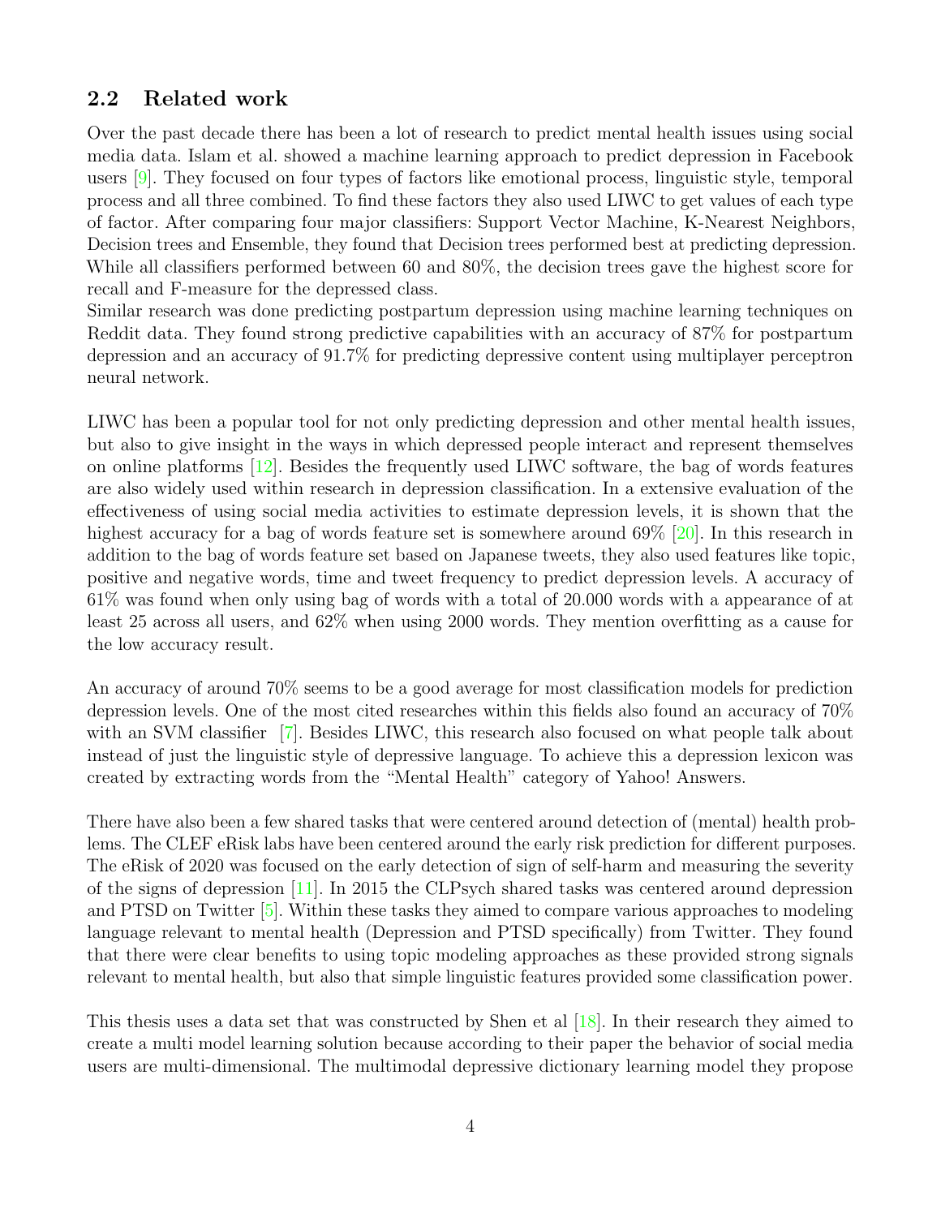## 2.2 Related work

Over the past decade there has been a lot of research to predict mental health issues using social media data. Islam et al. showed a machine learning approach to predict depression in Facebook users [9]. They focused on four types of factors like emotional process, linguistic style, temporal process and all three combined. To find these factors they also used LIWC to get values of each type of factor. After comparing four major classifiers: Support Vector Machine, K-Nearest Neighbors, Decision trees and Ensemble, they found that Decision trees performed best at predicting depression. While all classifiers performed between 60 and 80%, the decision trees gave the highest score for recall and F-measure for the depressed class.
Similar research was done predicting postpartum depression using machine learning techniques on Reddit data. They found strong predictive capabilities with an accuracy of 87% for postpartum depression and an accuracy of 91.7% for predicting depressive content using multiplayer perceptron neural network.

LIWC has been a popular tool for not only predicting depression and other mental health issues, but also to give insight in the ways in which depressed people interact and represent themselves on online platforms [12]. Besides the frequently used LIWC software, the bag of words features are also widely used within research in depression classification. In a extensive evaluation of the effectiveness of using social media activities to estimate depression levels, it is shown that the highest accuracy for a bag of words feature set is somewhere around 69% [20]. In this research in addition to the bag of words feature set based on Japanese tweets, they also used features like topic, positive and negative words, time and tweet frequency to predict depression levels. A accuracy of 61% was found when only using bag of words with a total of 20.000 words with a appearance of at least 25 across all users, and 62% when using 2000 words. They mention overfitting as a cause for the low accuracy result.

An accuracy of around 70% seems to be a good average for most classification models for prediction depression levels. One of the most cited researches within this fields also found an accuracy of 70% with an SVM classifier [7]. Besides LIWC, this research also focused on what people talk about instead of just the linguistic style of depressive language. To achieve this a depression lexicon was created by extracting words from the "Mental Health" category of Yahoo! Answers.

There have also been a few shared tasks that were centered around detection of (mental) health problems. The CLEF eRisk labs have been centered around the early risk prediction for different purposes. The eRisk of 2020 was focused on the early detection of sign of self-harm and measuring the severity of the signs of depression [11]. In 2015 the CLPsych shared tasks was centered around depression and PTSD on Twitter [5]. Within these tasks they aimed to compare various approaches to modeling language relevant to mental health (Depression and PTSD specifically) from Twitter. They found that there were clear benefits to using topic modeling approaches as these provided strong signals relevant to mental health, but also that simple linguistic features provided some classification power.

This thesis uses a data set that was constructed by Shen et al [18]. In their research they aimed to create a multi model learning solution because according to their paper the behavior of social media users are multi-dimensional. The multimodal depressive dictionary learning model they propose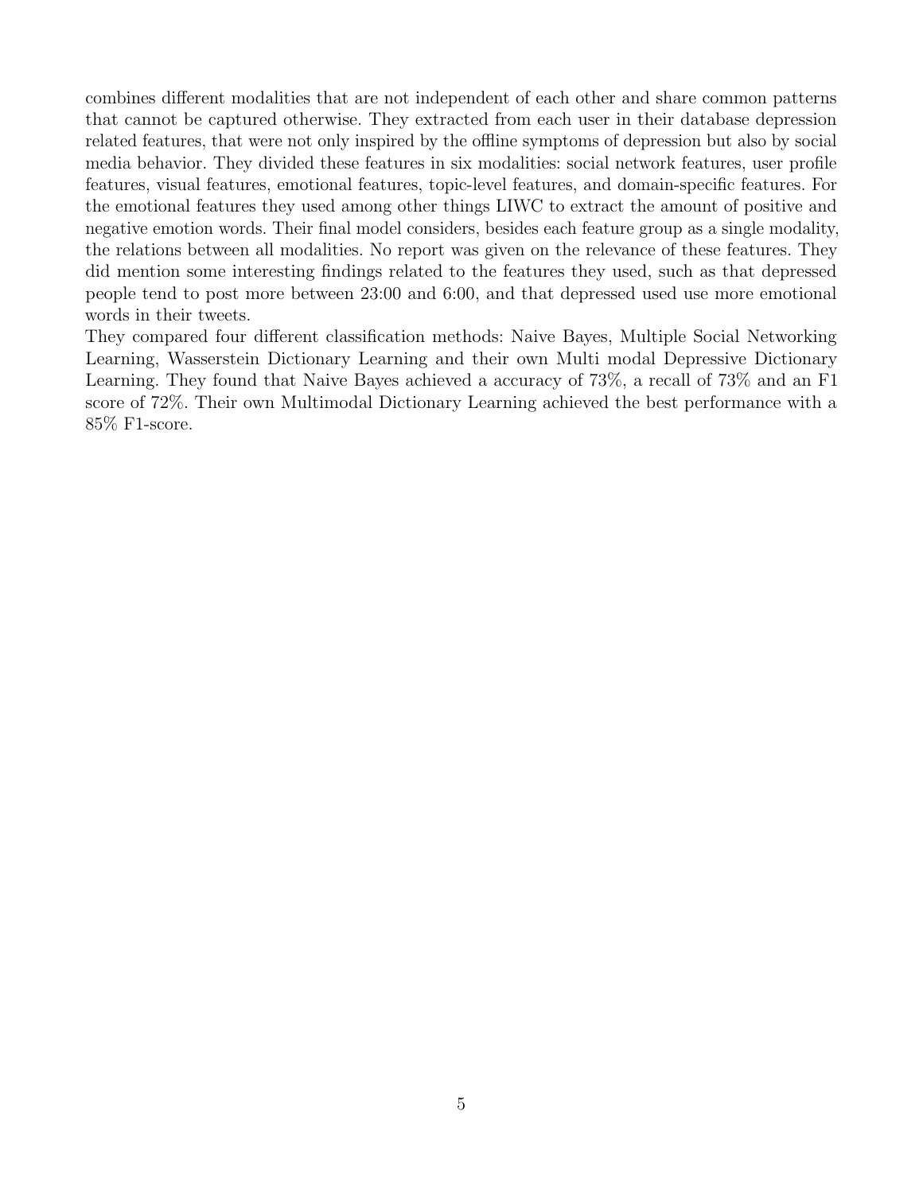combines different modalities that are not independent of each other and share common patterns that cannot be captured otherwise. They extracted from each user in their database depression related features, that were not only inspired by the offline symptoms of depression but also by social media behavior. They divided these features in six modalities: social network features, user profile features, visual features, emotional features, topic-level features, and domain-specific features. For the emotional features they used among other things LIWC to extract the amount of positive and negative emotion words. Their final model considers, besides each feature group as a single modality, the relations between all modalities. No report was given on the relevance of these features. They did mention some interesting findings related to the features they used, such as that depressed people tend to post more between 23:00 and 6:00, and that depressed used use more emotional words in their tweets.
They compared four different classification methods: Naive Bayes, Multiple Social Networking Learning, Wasserstein Dictionary Learning and their own Multi modal Depressive Dictionary Learning. They found that Naive Bayes achieved a accuracy of 73%, a recall of 73% and an F1 score of 72%. Their own Multimodal Dictionary Learning achieved the best performance with a 85% F1-score.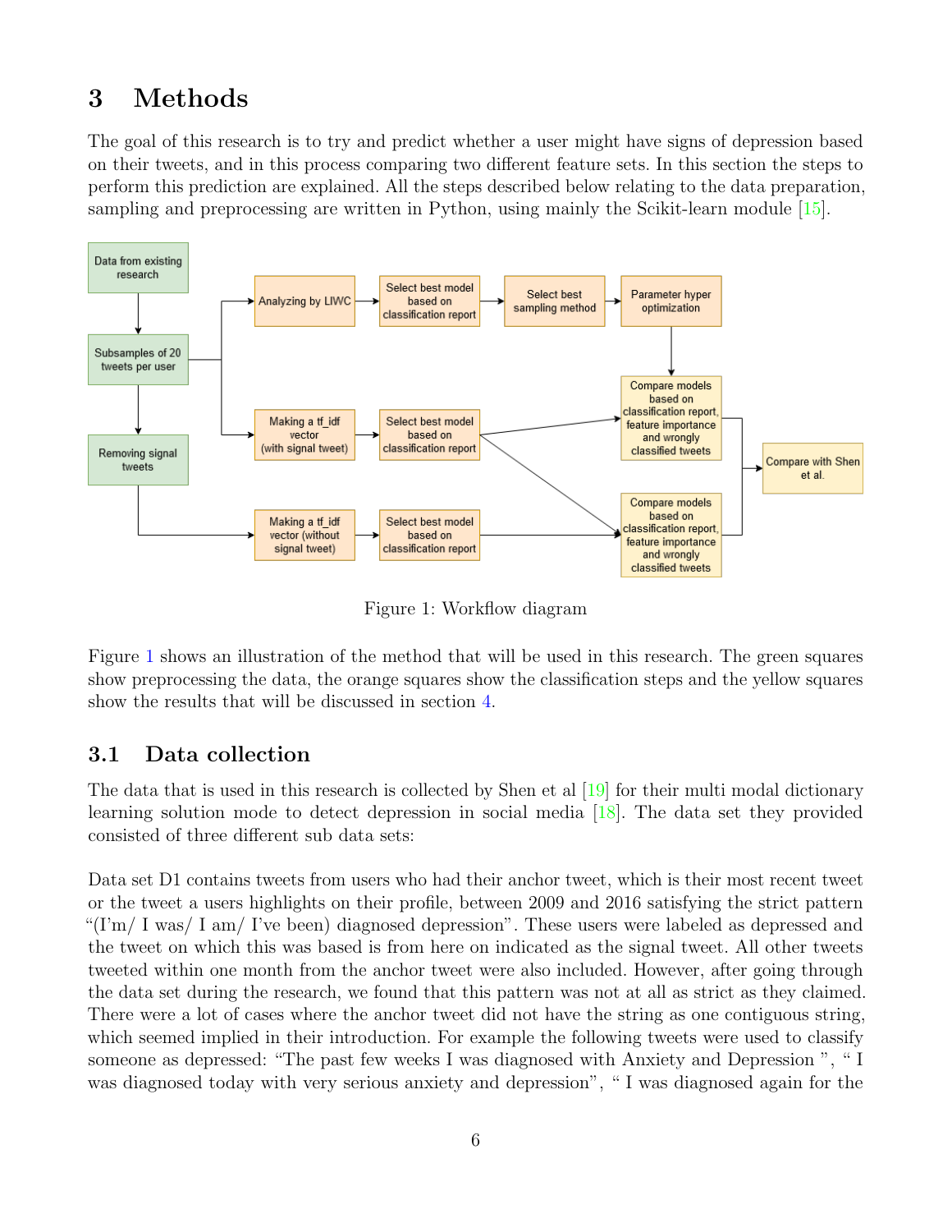# 3 Methods

The goal of this research is to try and predict whether a user might have signs of depression based on their tweets, and in this process comparing two different feature sets. In this section the steps to perform this prediction are explained. All the steps described below relating to the data preparation, sampling and preprocessing are written in Python, using mainly the Scikit-learn module [15].

Data from existing research

Subsamples of 20 tweets per user

Removing signal tweets

Analyzing by LIWC

Select best model based on classification report

Select best sampling method

Parameter hyper optimization

Making a tf_idf vector (with signal tweet)

Select best model based on classification report

Making a tf_idf vector (without signal tweet)

Select best model based on classification report

Compare models based on classification report, feature importance and wrongly classified tweets

Compare models based on classification report, feature importance and wrongly classified tweets

Compare with Shen et al.

Figure 1: Workflow diagram

Figure 1 shows an illustration of the method that will be used in this research. The green squares show preprocessing the data, the orange squares show the classification steps and the yellow squares show the results that will be discussed in section 4.

## 3.1 Data collection

The data that is used in this research is collected by Shen et al [19] for their multi modal dictionary learning solution mode to detect depression in social media [18]. The data set they provided consisted of three different sub data sets:

Data set D1 contains tweets from users who had their anchor tweet, which is their most recent tweet or the tweet a users highlights on their profile, between 2009 and 2016 satisfying the strict pattern "(I'm/ I was/ I am/ I've been) diagnosed depression". These users were labeled as depressed and the tweet on which this was based is from here on indicated as the signal tweet. All other tweets tweeted within one month from the anchor tweet were also included. However, after going through the data set during the research, we found that this pattern was not at all as strict as they claimed. There were a lot of cases where the anchor tweet did not have the string as one contiguous string, which seemed implied in their introduction. For example the following tweets were used to classify someone as depressed: "The past few weeks I was diagnosed with Anxiety and Depression ", " I was diagnosed today with very serious anxiety and depression", " I was diagnosed again for the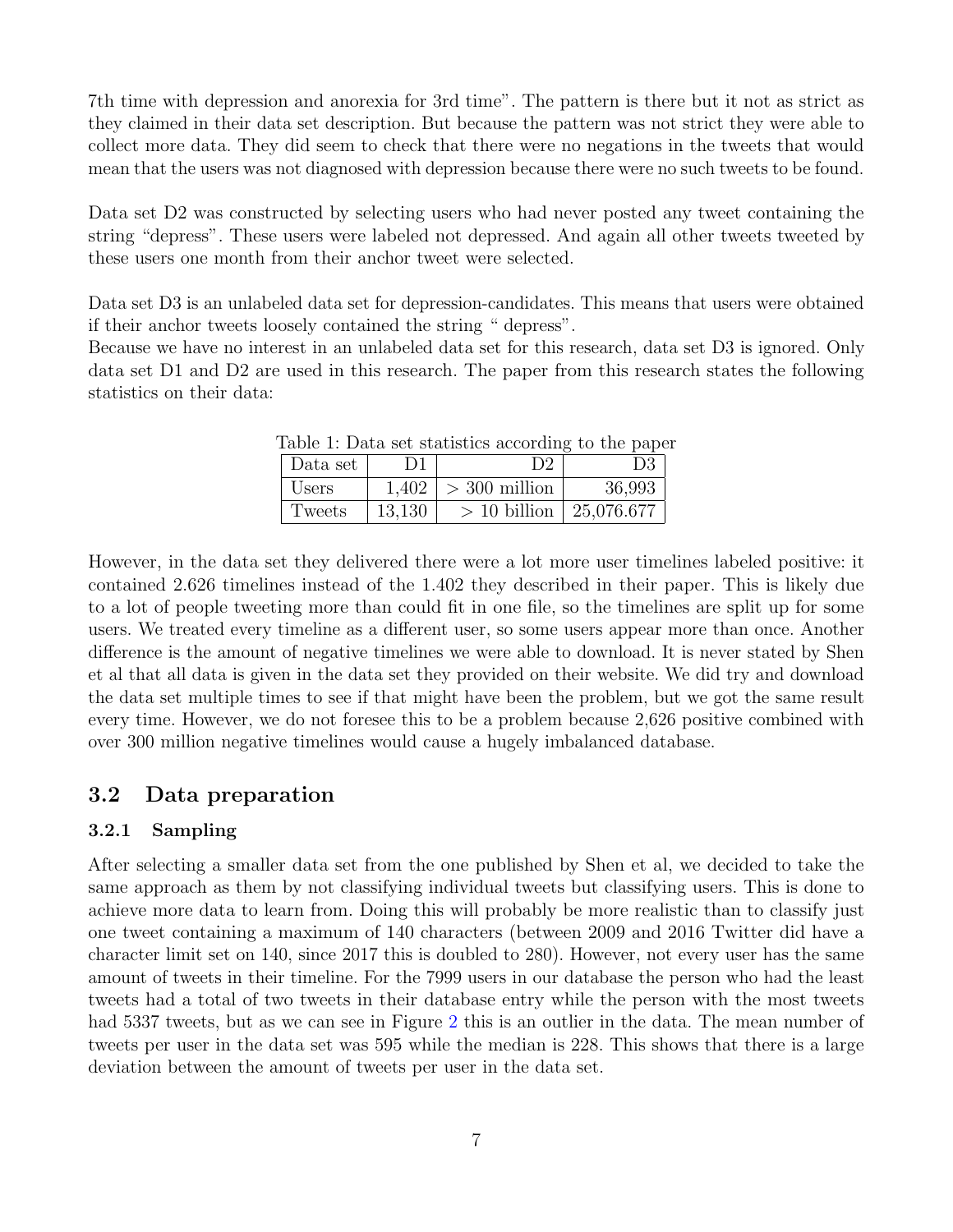7th time with depression and anorexia for 3rd time". The pattern is there but it not as strict as they claimed in their data set description. But because the pattern was not strict they were able to collect more data. They did seem to check that there were no negations in the tweets that would mean that the users was not diagnosed with depression because there were no such tweets to be found.

Data set D2 was constructed by selecting users who had never posted any tweet containing the string "depress". These users were labeled not depressed. And again all other tweets tweeted by these users one month from their anchor tweet were selected.

Data set D3 is an unlabeled data set for depression-candidates. This means that users were obtained if their anchor tweets loosely contained the string " depress".
Because we have no interest in an unlabeled data set for this research, data set D3 is ignored. Only data set D1 and D2 are used in this research. The paper from this research states the following statistics on their data:

Table 1: Data set statistics according to the paper

| Data set | D1 | D2 | D3 |
|---|---|---|---|
| Users | 1,402 | > 300 million | 36,993 |
| Tweets | 13,130 | > 10 billion | 25,076.677 |

However, in the data set they delivered there were a lot more user timelines labeled positive: it contained 2.626 timelines instead of the 1.402 they described in their paper. This is likely due to a lot of people tweeting more than could fit in one file, so the timelines are split up for some users. We treated every timeline as a different user, so some users appear more than once. Another difference is the amount of negative timelines we were able to download. It is never stated by Shen et al that all data is given in the data set they provided on their website. We did try and download the data set multiple times to see if that might have been the problem, but we got the same result every time. However, we do not foresee this to be a problem because 2,626 positive combined with over 300 million negative timelines would cause a hugely imbalanced database.

## 3.2 Data preparation

### 3.2.1 Sampling

After selecting a smaller data set from the one published by Shen et al, we decided to take the same approach as them by not classifying individual tweets but classifying users. This is done to achieve more data to learn from. Doing this will probably be more realistic than to classify just one tweet containing a maximum of 140 characters (between 2009 and 2016 Twitter did have a character limit set on 140, since 2017 this is doubled to 280). However, not every user has the same amount of tweets in their timeline. For the 7999 users in our database the person who had the least tweets had a total of two tweets in their database entry while the person with the most tweets had 5337 tweets, but as we can see in Figure 2 this is an outlier in the data. The mean number of tweets per user in the data set was 595 while the median is 228. This shows that there is a large deviation between the amount of tweets per user in the data set.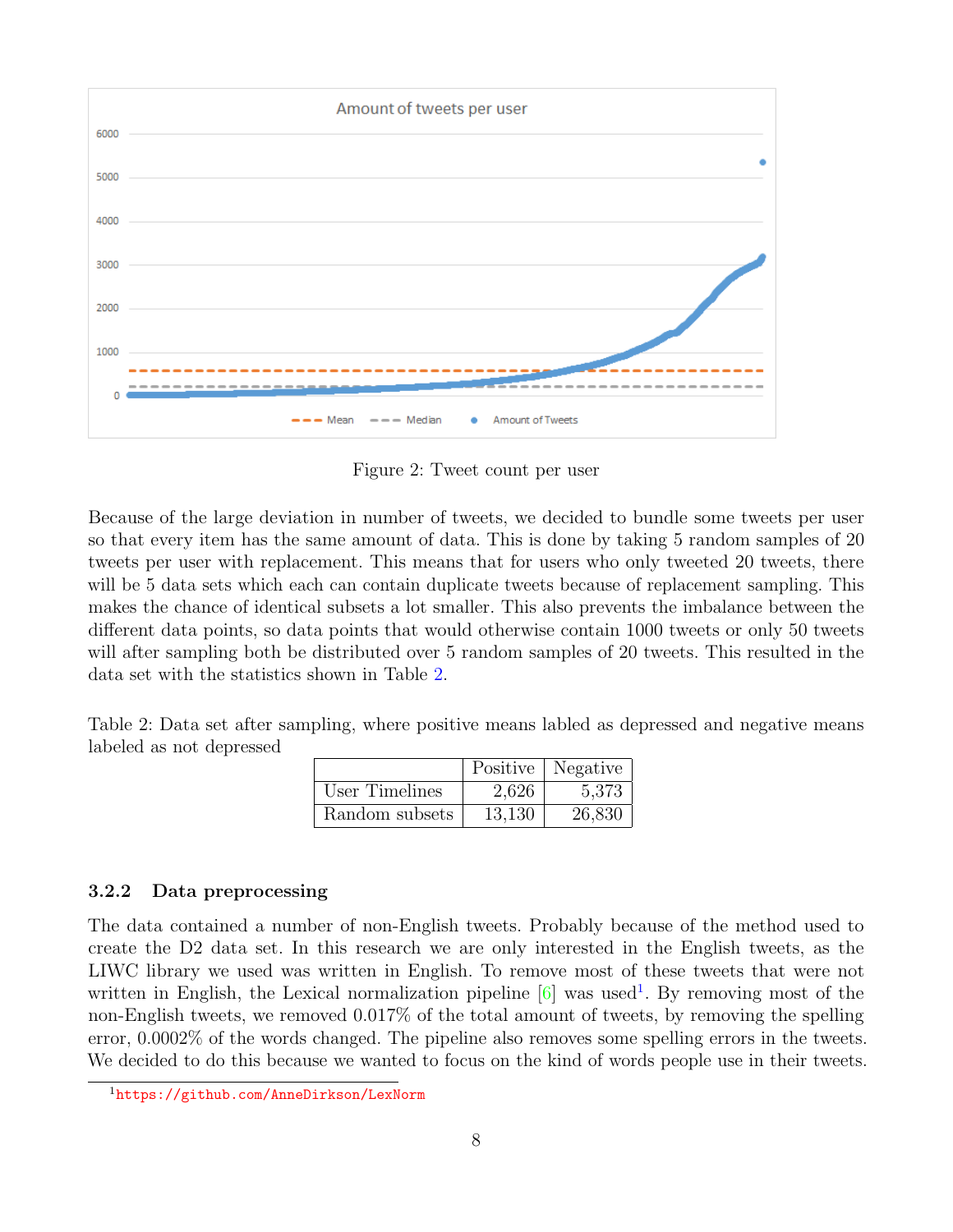Amount of tweets per user

6000
5000
4000
3000
2000
1000
0

Mean
Median
Amount of Tweets

Figure 2: Tweet count per user

Because of the large deviation in number of tweets, we decided to bundle some tweets per user so that every item has the same amount of data. This is done by taking 5 random samples of 20 tweets per user with replacement. This means that for users who only tweeted 20 tweets, there will be 5 data sets which each can contain duplicate tweets because of replacement sampling. This makes the chance of identical subsets a lot smaller. This also prevents the imbalance between the different data points, so data points that would otherwise contain 1000 tweets or only 50 tweets will after sampling both be distributed over 5 random samples of 20 tweets. This resulted in the data set with the statistics shown in Table 2.

Table 2: Data set after sampling, where positive means labled as depressed and negative means labeled as not depressed

| | Positive | Negative |
|---|---|---|
| User Timelines | 2,626 | 5,373 |
| Random subsets | 13,130 | 26,830 |

### 3.2.2 Data preprocessing

The data contained a number of non-English tweets. Probably because of the method used to create the D2 data set. In this research we are only interested in the English tweets, as the LIWC library we used was written in English. To remove most of these tweets that were not written in English, the Lexical normalization pipeline [6] was used[1]. By removing most of the non-English tweets, we removed 0.017% of the total amount of tweets, by removing the spelling error, 0.0002% of the words changed. The pipeline also removes some spelling errors in the tweets. We decided to do this because we wanted to focus on the kind of words people use in their tweets.

[1] https://github.com/AnneDirkson/LexNorm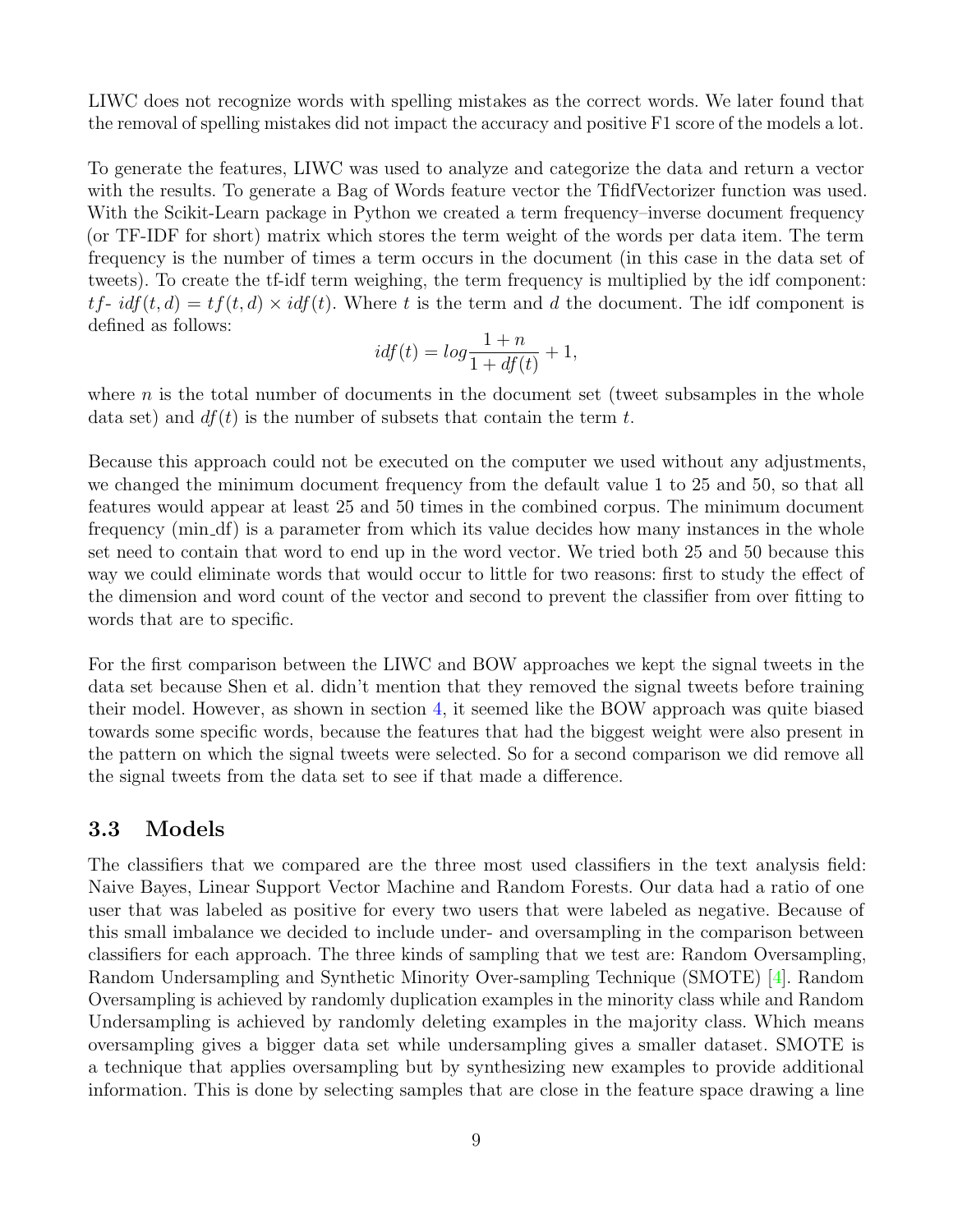LIWC does not recognize words with spelling mistakes as the correct words. We later found that the removal of spelling mistakes did not impact the accuracy and positive F1 score of the models a lot.

To generate the features, LIWC was used to analyze and categorize the data and return a vector with the results. To generate a Bag of Words feature vector the TfidfVectorizer function was used. With the Scikit-Learn package in Python we created a term frequency–inverse document frequency (or TF-IDF for short) matrix which stores the term weight of the words per data item. The term frequency is the number of times a term occurs in the document (in this case in the data set of tweets). To create the tf-idf term weighing, the term frequency is multiplied by the idf component: $tf\text{-}\ idf(t,d) = tf(t,d) \times idf(t)$. Where $t$ is the term and $d$ the document. The idf component is defined as follows:

$$idf(t) = log\frac{1+n}{1+df(t)} + 1,$$

where $n$ is the total number of documents in the document set (tweet subsamples in the whole data set) and $df(t)$ is the number of subsets that contain the term $t$.

Because this approach could not be executed on the computer we used without any adjustments, we changed the minimum document frequency from the default value 1 to 25 and 50, so that all features would appear at least 25 and 50 times in the combined corpus. The minimum document frequency (min_df) is a parameter from which its value decides how many instances in the whole set need to contain that word to end up in the word vector. We tried both 25 and 50 because this way we could eliminate words that would occur to little for two reasons: first to study the effect of the dimension and word count of the vector and second to prevent the classifier from over fitting to words that are to specific.

For the first comparison between the LIWC and BOW approaches we kept the signal tweets in the data set because Shen et al. didn't mention that they removed the signal tweets before training their model. However, as shown in section 4, it seemed like the BOW approach was quite biased towards some specific words, because the features that had the biggest weight were also present in the pattern on which the signal tweets were selected. So for a second comparison we did remove all the signal tweets from the data set to see if that made a difference.

### 3.3 Models

The classifiers that we compared are the three most used classifiers in the text analysis field: Naive Bayes, Linear Support Vector Machine and Random Forests. Our data had a ratio of one user that was labeled as positive for every two users that were labeled as negative. Because of this small imbalance we decided to include under- and oversampling in the comparison between classifiers for each approach. The three kinds of sampling that we test are: Random Oversampling, Random Undersampling and Synthetic Minority Over-sampling Technique (SMOTE) [4]. Random Oversampling is achieved by randomly duplication examples in the minority class while and Random Undersampling is achieved by randomly deleting examples in the majority class. Which means oversampling gives a bigger data set while undersampling gives a smaller dataset. SMOTE is a technique that applies oversampling but by synthesizing new examples to provide additional information. This is done by selecting samples that are close in the feature space drawing a line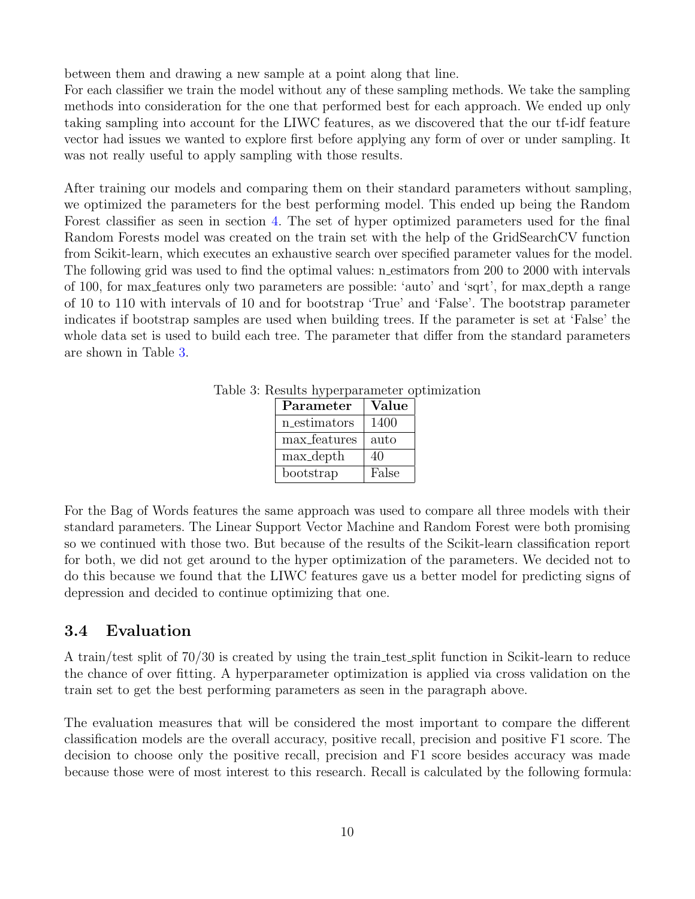between them and drawing a new sample at a point along that line.
For each classifier we train the model without any of these sampling methods. We take the sampling methods into consideration for the one that performed best for each approach. We ended up only taking sampling into account for the LIWC features, as we discovered that the our tf-idf feature vector had issues we wanted to explore first before applying any form of over or under sampling. It was not really useful to apply sampling with those results.

After training our models and comparing them on their standard parameters without sampling, we optimized the parameters for the best performing model. This ended up being the Random Forest classifier as seen in section 4. The set of hyper optimized parameters used for the final Random Forests model was created on the train set with the help of the GridSearchCV function from Scikit-learn, which executes an exhaustive search over specified parameter values for the model. The following grid was used to find the optimal values: n_estimators from 200 to 2000 with intervals of 100, for max_features only two parameters are possible: 'auto' and 'sqrt', for max_depth a range of 10 to 110 with intervals of 10 and for bootstrap 'True' and 'False'. The bootstrap parameter indicates if bootstrap samples are used when building trees. If the parameter is set at 'False' the whole data set is used to build each tree. The parameter that differ from the standard parameters are shown in Table 3.

Table 3: Results hyperparameter optimization

| **Parameter** | **Value** |
|---|---|
| n_estimators | 1400 |
| max_features | auto |
| max_depth | 40 |
| bootstrap | False |

For the Bag of Words features the same approach was used to compare all three models with their standard parameters. The Linear Support Vector Machine and Random Forest were both promising so we continued with those two. But because of the results of the Scikit-learn classification report for both, we did not get around to the hyper optimization of the parameters. We decided not to do this because we found that the LIWC features gave us a better model for predicting signs of depression and decided to continue optimizing that one.

### 3.4 Evaluation

A train/test split of 70/30 is created by using the train_test_split function in Scikit-learn to reduce the chance of over fitting. A hyperparameter optimization is applied via cross validation on the train set to get the best performing parameters as seen in the paragraph above.

The evaluation measures that will be considered the most important to compare the different classification models are the overall accuracy, positive recall, precision and positive F1 score. The decision to choose only the positive recall, precision and F1 score besides accuracy was made because those were of most interest to this research. Recall is calculated by the following formula: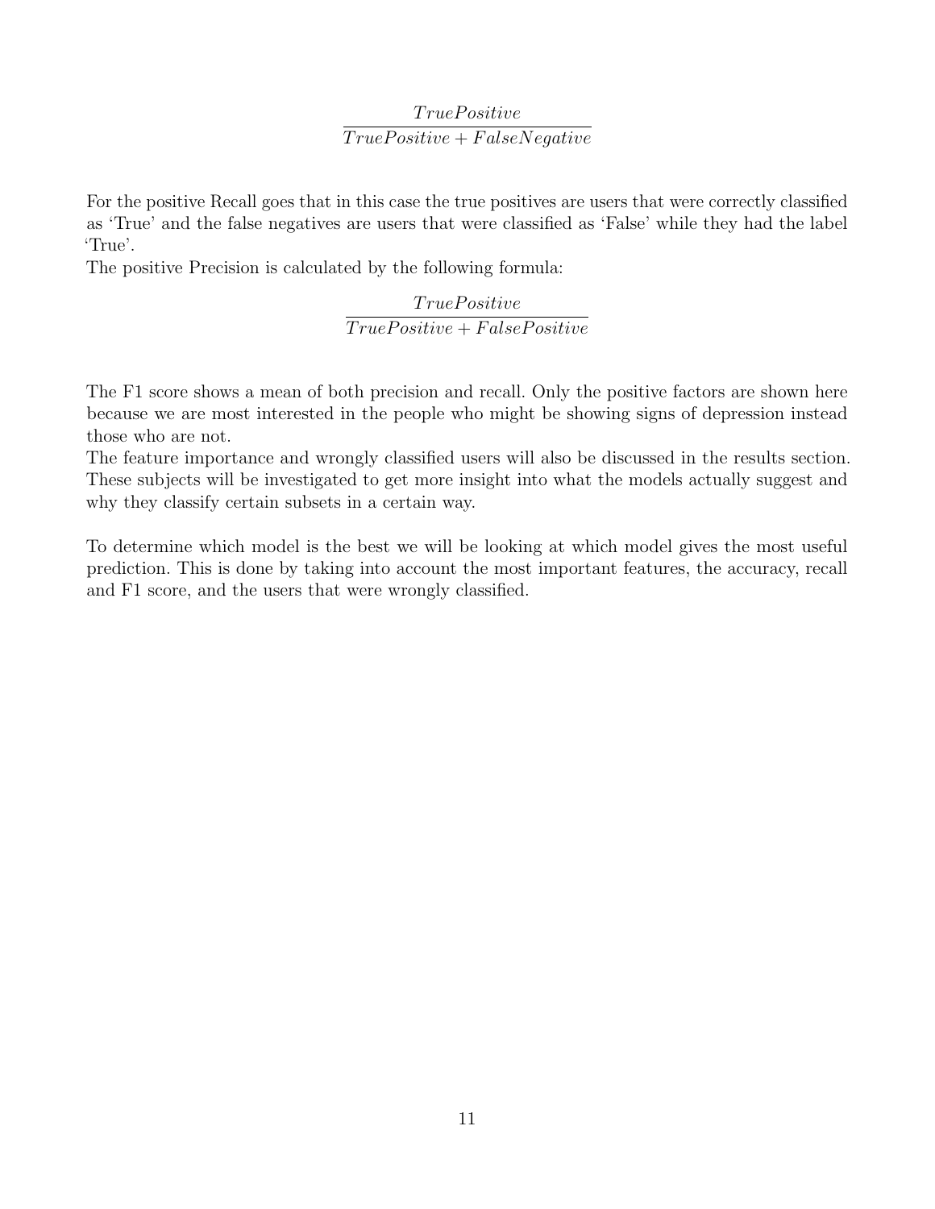$$\frac{TruePositive}{TruePositive + FalseNegative}$$

For the positive Recall goes that in this case the true positives are users that were correctly classified as 'True' and the false negatives are users that were classified as 'False' while they had the label 'True'.
The positive Precision is calculated by the following formula:

$$\frac{TruePositive}{TruePositive + FalsePositive}$$

The F1 score shows a mean of both precision and recall. Only the positive factors are shown here because we are most interested in the people who might be showing signs of depression instead those who are not.
The feature importance and wrongly classified users will also be discussed in the results section. These subjects will be investigated to get more insight into what the models actually suggest and why they classify certain subsets in a certain way.

To determine which model is the best we will be looking at which model gives the most useful prediction. This is done by taking into account the most important features, the accuracy, recall and F1 score, and the users that were wrongly classified.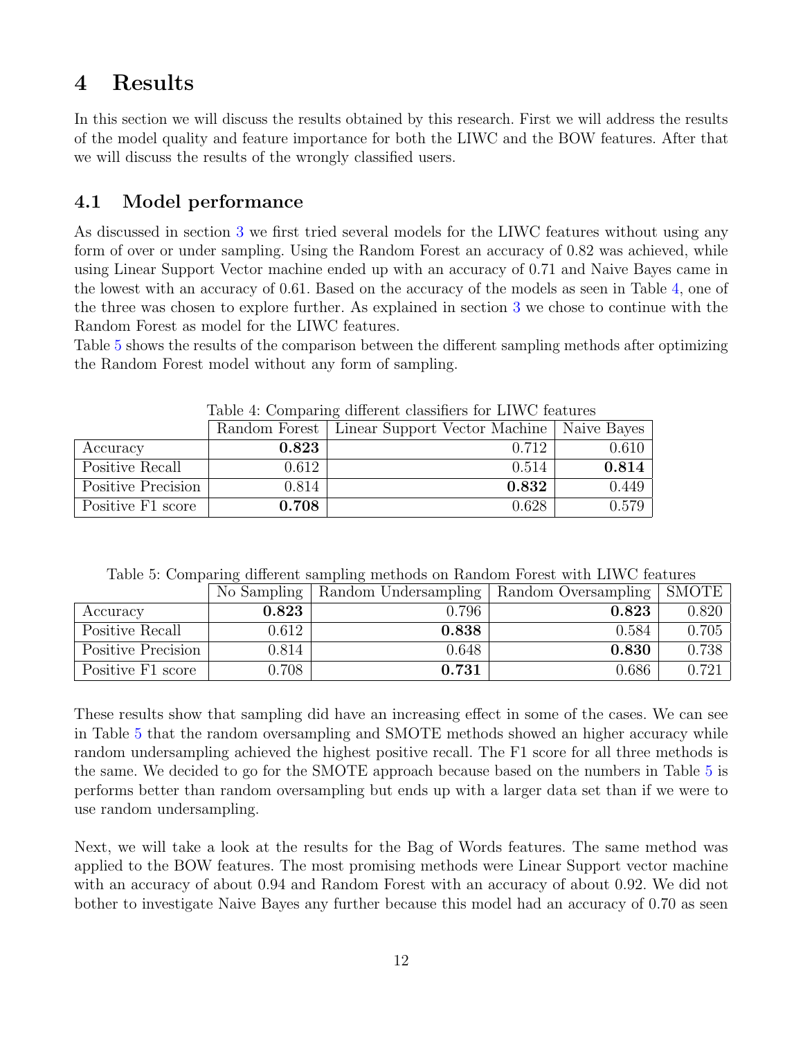# 4 Results

In this section we will discuss the results obtained by this research. First we will address the results of the model quality and feature importance for both the LIWC and the BOW features. After that we will discuss the results of the wrongly classified users.

## 4.1 Model performance

As discussed in section 3 we first tried several models for the LIWC features without using any form of over or under sampling. Using the Random Forest an accuracy of 0.82 was achieved, while using Linear Support Vector machine ended up with an accuracy of 0.71 and Naive Bayes came in the lowest with an accuracy of 0.61. Based on the accuracy of the models as seen in Table 4, one of the three was chosen to explore further. As explained in section 3 we chose to continue with the Random Forest as model for the LIWC features.
Table 5 shows the results of the comparison between the different sampling methods after optimizing the Random Forest model without any form of sampling.

Table 4: Comparing different classifiers for LIWC features

| | Random Forest | Linear Support Vector Machine | Naive Bayes |
|---|---|---|---|
| Accuracy | **0.823** | 0.712 | 0.610 |
| Positive Recall | 0.612 | 0.514 | **0.814** |
| Positive Precision | 0.814 | **0.832** | 0.449 |
| Positive F1 score | **0.708** | 0.628 | 0.579 |

Table 5: Comparing different sampling methods on Random Forest with LIWC features

| | No Sampling | Random Undersampling | Random Oversampling | SMOTE |
|---|---|---|---|---|
| Accuracy | **0.823** | 0.796 | **0.823** | 0.820 |
| Positive Recall | 0.612 | **0.838** | 0.584 | 0.705 |
| Positive Precision | 0.814 | 0.648 | **0.830** | 0.738 |
| Positive F1 score | 0.708 | **0.731** | 0.686 | 0.721 |

These results show that sampling did have an increasing effect in some of the cases. We can see in Table 5 that the random oversampling and SMOTE methods showed an higher accuracy while random undersampling achieved the highest positive recall. The F1 score for all three methods is the same. We decided to go for the SMOTE approach because based on the numbers in Table 5 is performs better than random oversampling but ends up with a larger data set than if we were to use random undersampling.

Next, we will take a look at the results for the Bag of Words features. The same method was applied to the BOW features. The most promising methods were Linear Support vector machine with an accuracy of about 0.94 and Random Forest with an accuracy of about 0.92. We did not bother to investigate Naive Bayes any further because this model had an accuracy of 0.70 as seen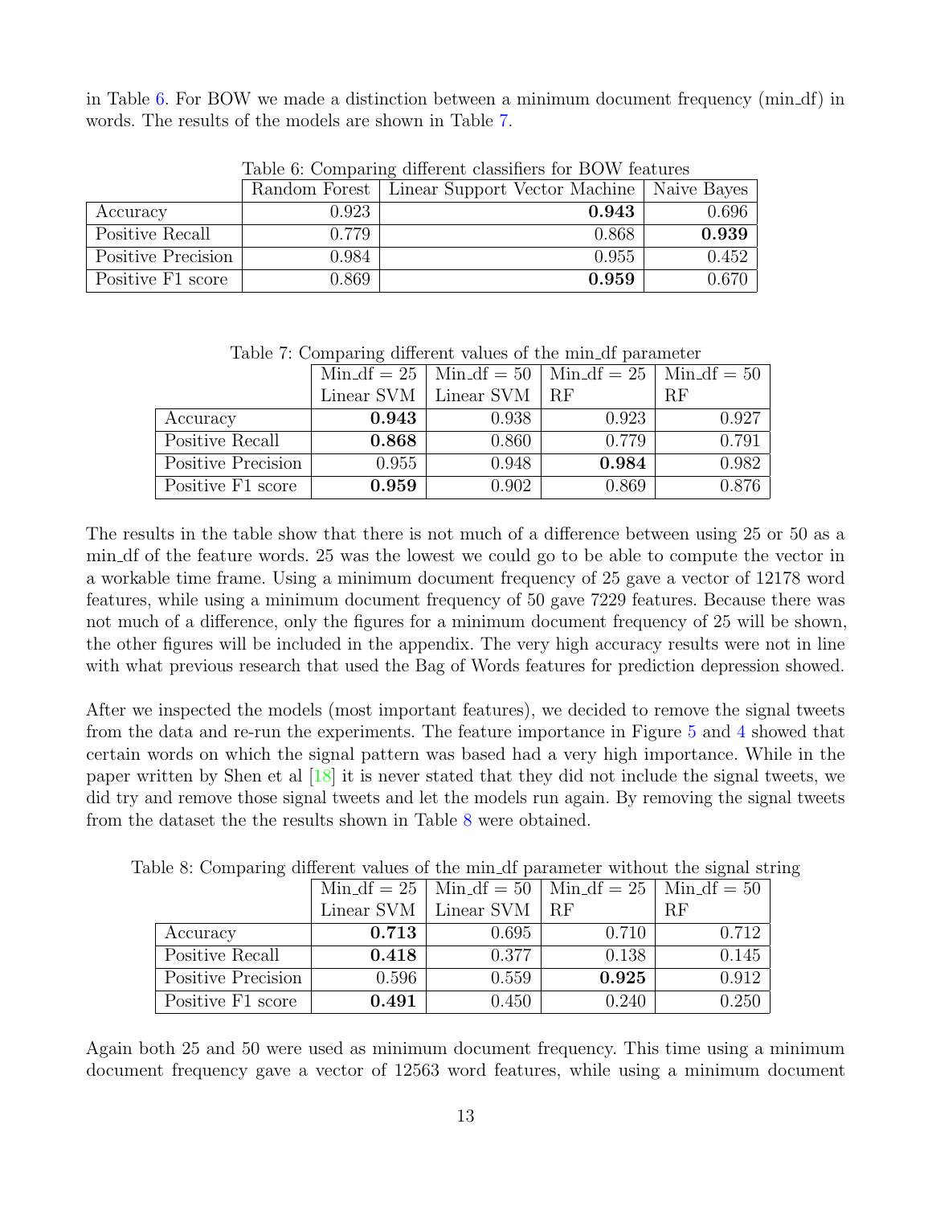in Table 6. For BOW we made a distinction between a minimum document frequency (min_df) in words. The results of the models are shown in Table 7.

Table 6: Comparing different classifiers for BOW features

| | Random Forest | Linear Support Vector Machine | Naive Bayes |
|---|---|---|---|
| Accuracy | 0.923 | **0.943** | 0.696 |
| Positive Recall | 0.779 | 0.868 | **0.939** |
| Positive Precision | 0.984 | 0.955 | 0.452 |
| Positive F1 score | 0.869 | **0.959** | 0.670 |

Table 7: Comparing different values of the min_df parameter

| | Min_df = 25 Linear SVM | Min_df = 50 Linear SVM | Min_df = 25 RF | Min_df = 50 RF |
|---|---|---|---|---|
| Accuracy | **0.943** | 0.938 | 0.923 | 0.927 |
| Positive Recall | **0.868** | 0.860 | 0.779 | 0.791 |
| Positive Precision | 0.955 | 0.948 | **0.984** | 0.982 |
| Positive F1 score | **0.959** | 0.902 | 0.869 | 0.876 |

The results in the table show that there is not much of a difference between using 25 or 50 as a min_df of the feature words. 25 was the lowest we could go to be able to compute the vector in a workable time frame. Using a minimum document frequency of 25 gave a vector of 12178 word features, while using a minimum document frequency of 50 gave 7229 features. Because there was not much of a difference, only the figures for a minimum document frequency of 25 will be shown, the other figures will be included in the appendix. The very high accuracy results were not in line with what previous research that used the Bag of Words features for prediction depression showed.

After we inspected the models (most important features), we decided to remove the signal tweets from the data and re-run the experiments. The feature importance in Figure 5 and 4 showed that certain words on which the signal pattern was based had a very high importance. While in the paper written by Shen et al [18] it is never stated that they did not include the signal tweets, we did try and remove those signal tweets and let the models run again. By removing the signal tweets from the dataset the the results shown in Table 8 were obtained.

Table 8: Comparing different values of the min_df parameter without the signal string

| | Min_df = 25 Linear SVM | Min_df = 50 Linear SVM | Min_df = 25 RF | Min_df = 50 RF |
|---|---|---|---|---|
| Accuracy | **0.713** | 0.695 | 0.710 | 0.712 |
| Positive Recall | **0.418** | 0.377 | 0.138 | 0.145 |
| Positive Precision | 0.596 | 0.559 | **0.925** | 0.912 |
| Positive F1 score | **0.491** | 0.450 | 0.240 | 0.250 |

Again both 25 and 50 were used as minimum document frequency. This time using a minimum document frequency gave a vector of 12563 word features, while using a minimum document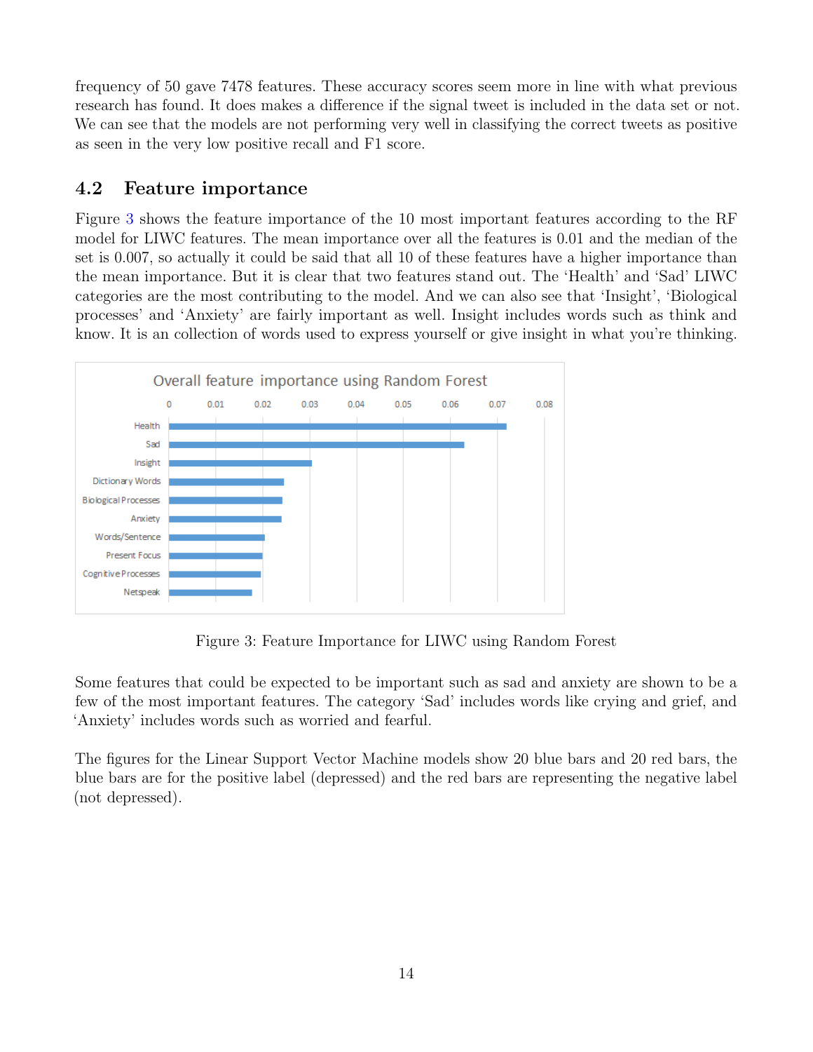frequency of 50 gave 7478 features. These accuracy scores seem more in line with what previous research has found. It does makes a difference if the signal tweet is included in the data set or not. We can see that the models are not performing very well in classifying the correct tweets as positive as seen in the very low positive recall and F1 score.

## 4.2 Feature importance

Figure 3 shows the feature importance of the 10 most important features according to the RF model for LIWC features. The mean importance over all the features is 0.01 and the median of the set is 0.007, so actually it could be said that all 10 of these features have a higher importance than the mean importance. But it is clear that two features stand out. The 'Health' and 'Sad' LIWC categories are the most contributing to the model. And we can also see that 'Insight', 'Biological processes' and 'Anxiety' are fairly important as well. Insight includes words such as think and know. It is an collection of words used to express yourself or give insight in what you're thinking.

Figure 3: Feature Importance for LIWC using Random Forest

Some features that could be expected to be important such as sad and anxiety are shown to be a few of the most important features. The category 'Sad' includes words like crying and grief, and 'Anxiety' includes words such as worried and fearful.

The figures for the Linear Support Vector Machine models show 20 blue bars and 20 red bars, the blue bars are for the positive label (depressed) and the red bars are representing the negative label (not depressed).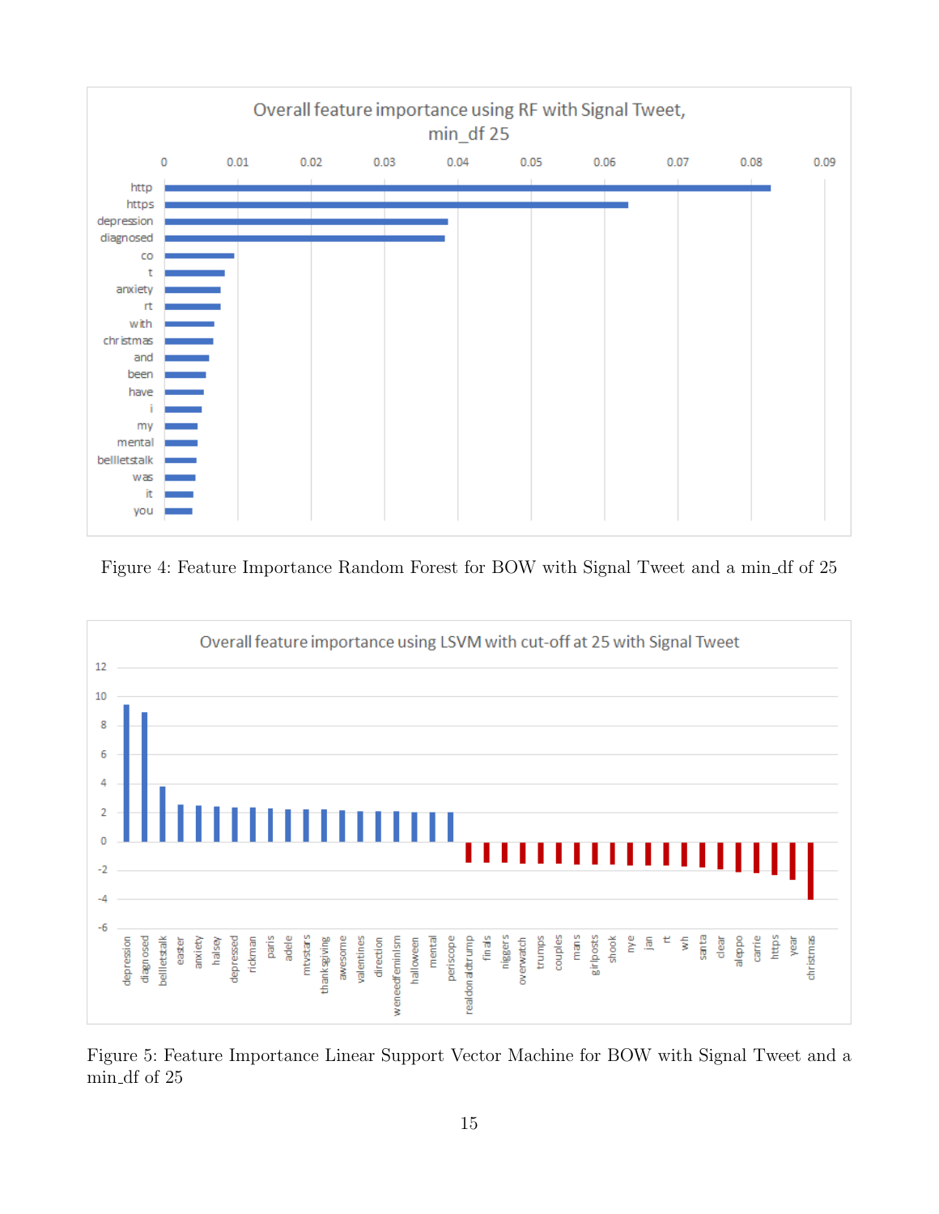Overall feature importance using RF with Signal Tweet, min_df 25

0
0.01
0.02
0.03
0.04
0.05
0.06
0.07
0.08
0.09

http
https
depression
diagnosed
co
t
anxiety
rt
with
christmas
and
been
have
i
my
mental
bellletstalk
was
it
you

Figure 4: Feature Importance Random Forest for BOW with Signal Tweet and a min_df of 25

Overall feature importance using LSVM with cut-off at 25 with Signal Tweet

12
10
8
6
4
2
0
-2
-4
-6

depression
diagnosed
bellletstalk
easter
anxiety
halsey
depressed
rickman
paris
adele
mtvstars
thanksgiving
awesome
valentines
direction
weneedfeminism
halloween
mental
periscope
realdonaldtrump
finals
niggers
overwatch
trumps
couples
mans
girlposts
shook
nye
jan
rt
wh
santa
clear
aleppo
carrie
https
year
christmas

Figure 5: Feature Importance Linear Support Vector Machine for BOW with Signal Tweet and a min_df of 25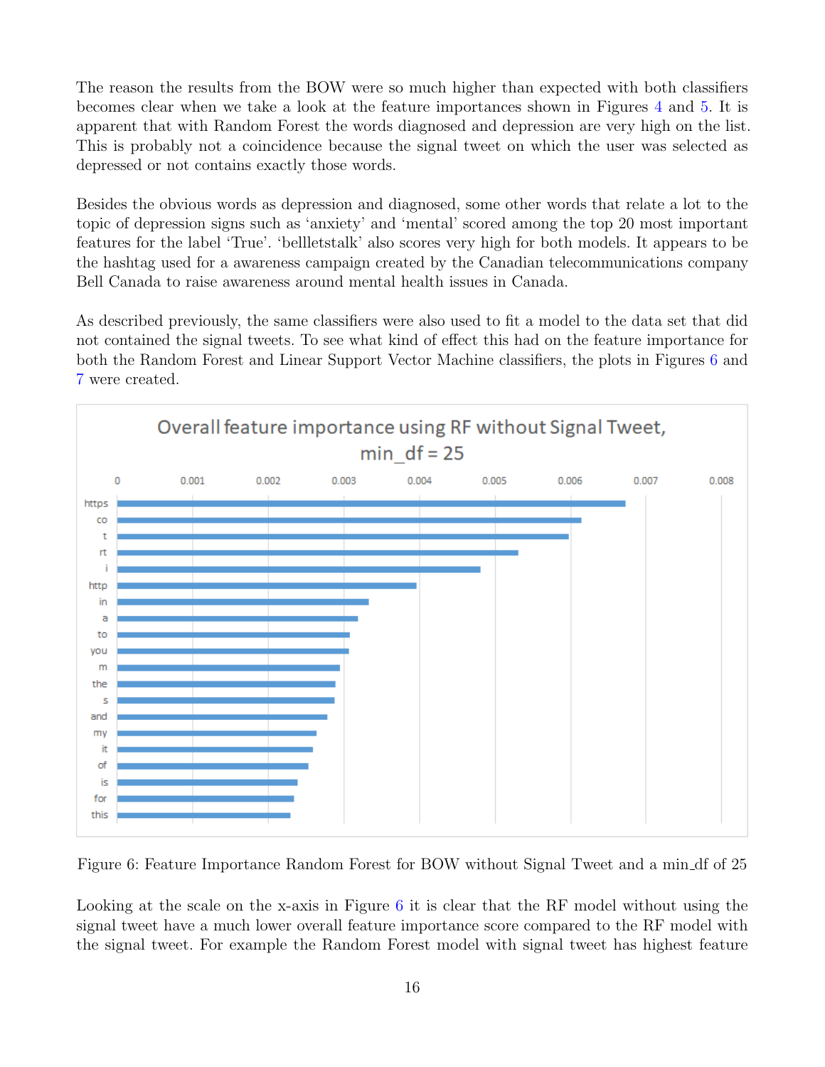The reason the results from the BOW were so much higher than expected with both classifiers becomes clear when we take a look at the feature importances shown in Figures 4 and 5. It is apparent that with Random Forest the words diagnosed and depression are very high on the list. This is probably not a coincidence because the signal tweet on which the user was selected as depressed or not contains exactly those words.

Besides the obvious words as depression and diagnosed, some other words that relate a lot to the topic of depression signs such as 'anxiety' and 'mental' scored among the top 20 most important features for the label 'True'. 'bellletstalk' also scores very high for both models. It appears to be the hashtag used for a awareness campaign created by the Canadian telecommunications company Bell Canada to raise awareness around mental health issues in Canada.

As described previously, the same classifiers were also used to fit a model to the data set that did not contained the signal tweets. To see what kind of effect this had on the feature importance for both the Random Forest and Linear Support Vector Machine classifiers, the plots in Figures 6 and 7 were created.

Overall feature importance using RF without Signal Tweet, min_df = 25

0
0.001
0.002
0.003
0.004
0.005
0.006
0.007
0.008

https
co
t
rt
i
http
in
a
to
you
m
the
s
and
my
it
of
is
for
this

Figure 6: Feature Importance Random Forest for BOW without Signal Tweet and a min_df of 25

Looking at the scale on the x-axis in Figure 6 it is clear that the RF model without using the signal tweet have a much lower overall feature importance score compared to the RF model with the signal tweet. For example the Random Forest model with signal tweet has highest feature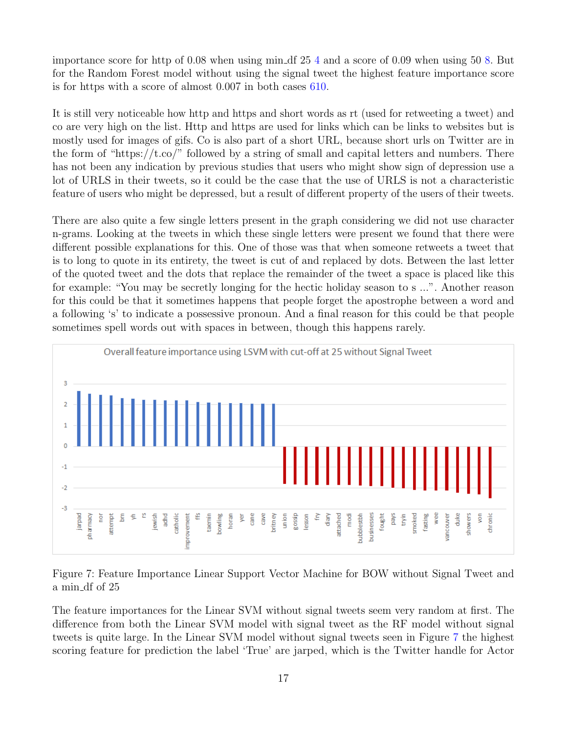importance score for http of 0.08 when using min_df 25 4 and a score of 0.09 when using 50 8. But for the Random Forest model without using the signal tweet the highest feature importance score is for https with a score of almost 0.007 in both cases 610.

It is still very noticeable how http and https and short words as rt (used for retweeting a tweet) and co are very high on the list. Http and https are used for links which can be links to websites but is mostly used for images of gifs. Co is also part of a short URL, because short urls on Twitter are in the form of "https://t.co/" followed by a string of small and capital letters and numbers. There has not been any indication by previous studies that users who might show sign of depression use a lot of URLS in their tweets, so it could be the case that the use of URLS is not a characteristic feature of users who might be depressed, but a result of different property of the users of their tweets.

There are also quite a few single letters present in the graph considering we did not use character n-grams. Looking at the tweets in which these single letters were present we found that there were different possible explanations for this. One of those was that when someone retweets a tweet that is to long to quote in its entirety, the tweet is cut of and replaced by dots. Between the last letter of the quoted tweet and the dots that replace the remainder of the tweet a space is placed like this for example: "You may be secretly longing for the hectic holiday season to s ...". Another reason for this could be that it sometimes happens that people forget the apostrophe between a word and a following 's' to indicate a possessive pronoun. And a final reason for this could be that people sometimes spell words out with spaces in between, though this happens rarely.

Overall feature importance using LSVM with cut-off at 25 without Signal Tweet

3
2
1
0
-1
-2
-3

jarpad, pharmacy, nor, attempt, bm, yh, rs, jewish, adhd, catholic, improvement, ffs, taemin, bowling, horan, yer, cane, cave, britney, union, gossip, lesson, fry, diary, attached, modi, bubblestbh, businesses, fought, pays, tryin, smoked, fasting, wee, vancouver, duke, showers, von, chronic

Figure 7: Feature Importance Linear Support Vector Machine for BOW without Signal Tweet and a min_df of 25

The feature importances for the Linear SVM without signal tweets seem very random at first. The difference from both the Linear SVM model with signal tweet as the RF model without signal tweets is quite large. In the Linear SVM model without signal tweets seen in Figure 7 the highest scoring feature for prediction the label 'True' are jarped, which is the Twitter handle for Actor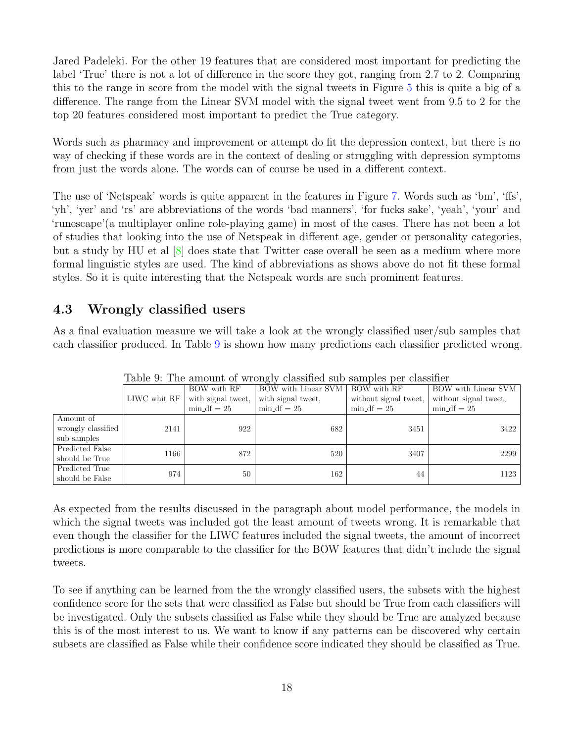Jared Padeleki. For the other 19 features that are considered most important for predicting the label 'True' there is not a lot of difference in the score they got, ranging from 2.7 to 2. Comparing this to the range in score from the model with the signal tweets in Figure 5 this is quite a big of a difference. The range from the Linear SVM model with the signal tweet went from 9.5 to 2 for the top 20 features considered most important to predict the True category.

Words such as pharmacy and improvement or attempt do fit the depression context, but there is no way of checking if these words are in the context of dealing or struggling with depression symptoms from just the words alone. The words can of course be used in a different context.

The use of 'Netspeak' words is quite apparent in the features in Figure 7. Words such as 'bm', 'ffs', 'yh', 'yer' and 'rs' are abbreviations of the words 'bad manners', 'for fucks sake', 'yeah', 'your' and 'runescape'(a multiplayer online role-playing game) in most of the cases. There has not been a lot of studies that looking into the use of Netspeak in different age, gender or personality categories, but a study by HU et al [8] does state that Twitter case overall be seen as a medium where more formal linguistic styles are used. The kind of abbreviations as shows above do not fit these formal styles. So it is quite interesting that the Netspeak words are such prominent features.

## 4.3 Wrongly classified users

As a final evaluation measure we will take a look at the wrongly classified user/sub samples that each classifier produced. In Table 9 is shown how many predictions each classifier predicted wrong.

Table 9: The amount of wrongly classified sub samples per classifier

| | LIWC whit RF | BOW with RF with signal tweet, min_df = 25 | BOW with Linear SVM with signal tweet, min_df = 25 | BOW with RF without signal tweet, min_df = 25 | BOW with Linear SVM without signal tweet, min_df = 25 |
|---|---|---|---|---|---|
| Amount of wrongly classified sub samples | 2141 | 922 | 682 | 3451 | 3422 |
| Predicted False should be True | 1166 | 872 | 520 | 3407 | 2299 |
| Predicted True should be False | 974 | 50 | 162 | 44 | 1123 |

As expected from the results discussed in the paragraph about model performance, the models in which the signal tweets was included got the least amount of tweets wrong. It is remarkable that even though the classifier for the LIWC features included the signal tweets, the amount of incorrect predictions is more comparable to the classifier for the BOW features that didn't include the signal tweets.

To see if anything can be learned from the the wrongly classified users, the subsets with the highest confidence score for the sets that were classified as False but should be True from each classifiers will be investigated. Only the subsets classified as False while they should be True are analyzed because this is of the most interest to us. We want to know if any patterns can be discovered why certain subsets are classified as False while their confidence score indicated they should be classified as True.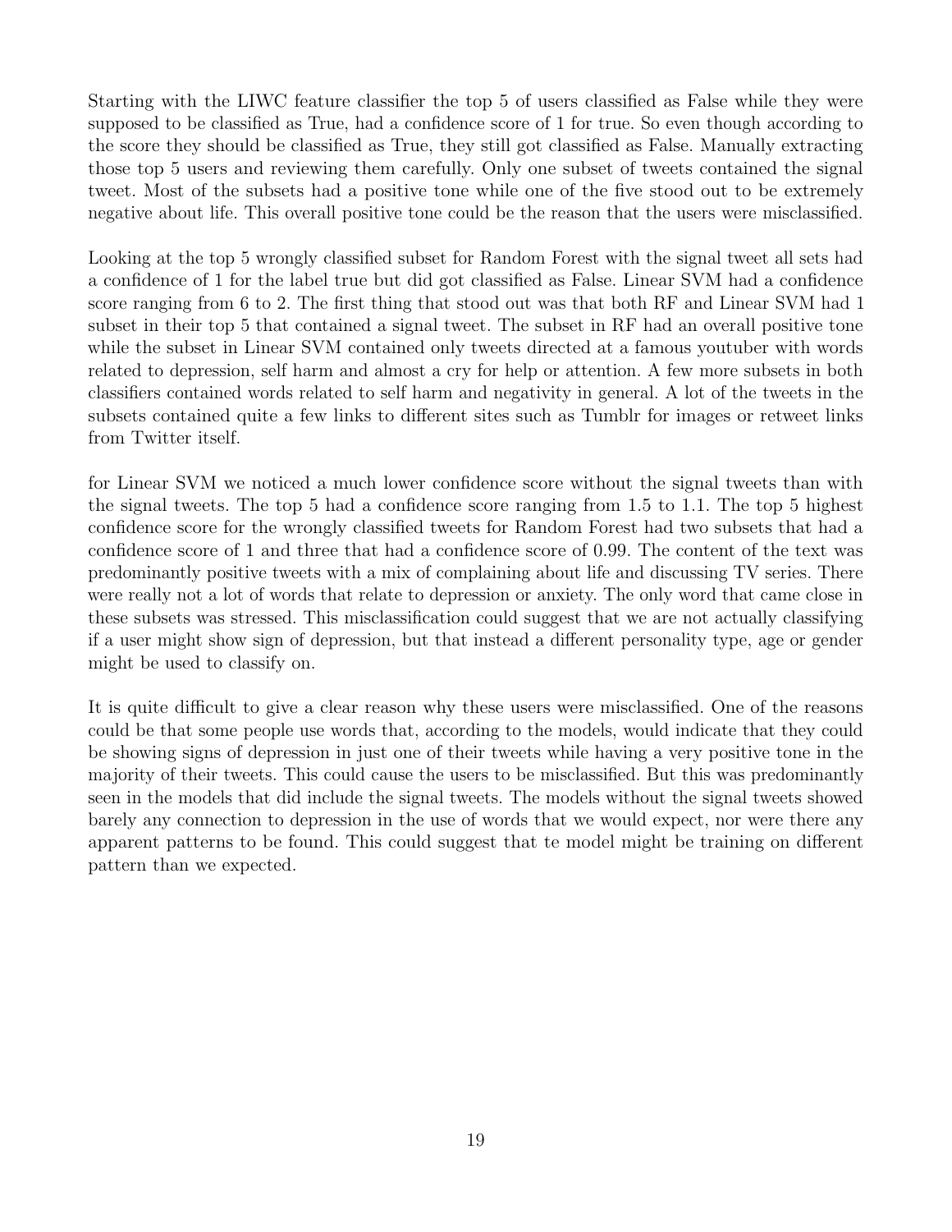Starting with the LIWC feature classifier the top 5 of users classified as False while they were supposed to be classified as True, had a confidence score of 1 for true. So even though according to the score they should be classified as True, they still got classified as False. Manually extracting those top 5 users and reviewing them carefully. Only one subset of tweets contained the signal tweet. Most of the subsets had a positive tone while one of the five stood out to be extremely negative about life. This overall positive tone could be the reason that the users were misclassified.

Looking at the top 5 wrongly classified subset for Random Forest with the signal tweet all sets had a confidence of 1 for the label true but did got classified as False. Linear SVM had a confidence score ranging from 6 to 2. The first thing that stood out was that both RF and Linear SVM had 1 subset in their top 5 that contained a signal tweet. The subset in RF had an overall positive tone while the subset in Linear SVM contained only tweets directed at a famous youtuber with words related to depression, self harm and almost a cry for help or attention. A few more subsets in both classifiers contained words related to self harm and negativity in general. A lot of the tweets in the subsets contained quite a few links to different sites such as Tumblr for images or retweet links from Twitter itself.

for Linear SVM we noticed a much lower confidence score without the signal tweets than with the signal tweets. The top 5 had a confidence score ranging from 1.5 to 1.1. The top 5 highest confidence score for the wrongly classified tweets for Random Forest had two subsets that had a confidence score of 1 and three that had a confidence score of 0.99. The content of the text was predominantly positive tweets with a mix of complaining about life and discussing TV series. There were really not a lot of words that relate to depression or anxiety. The only word that came close in these subsets was stressed. This misclassification could suggest that we are not actually classifying if a user might show sign of depression, but that instead a different personality type, age or gender might be used to classify on.

It is quite difficult to give a clear reason why these users were misclassified. One of the reasons could be that some people use words that, according to the models, would indicate that they could be showing signs of depression in just one of their tweets while having a very positive tone in the majority of their tweets. This could cause the users to be misclassified. But this was predominantly seen in the models that did include the signal tweets. The models without the signal tweets showed barely any connection to depression in the use of words that we would expect, nor were there any apparent patterns to be found. This could suggest that te model might be training on different pattern than we expected.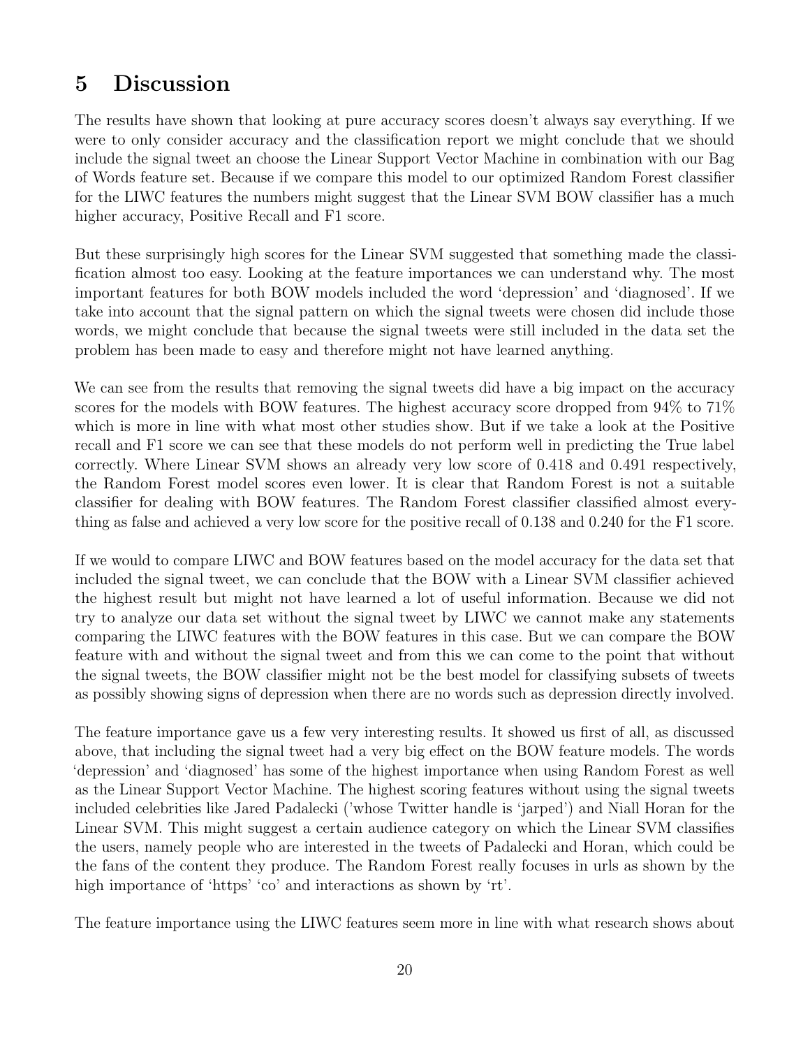# 5 Discussion

The results have shown that looking at pure accuracy scores doesn't always say everything. If we were to only consider accuracy and the classification report we might conclude that we should include the signal tweet an choose the Linear Support Vector Machine in combination with our Bag of Words feature set. Because if we compare this model to our optimized Random Forest classifier for the LIWC features the numbers might suggest that the Linear SVM BOW classifier has a much higher accuracy, Positive Recall and F1 score.

But these surprisingly high scores for the Linear SVM suggested that something made the classification almost too easy. Looking at the feature importances we can understand why. The most important features for both BOW models included the word 'depression' and 'diagnosed'. If we take into account that the signal pattern on which the signal tweets were chosen did include those words, we might conclude that because the signal tweets were still included in the data set the problem has been made to easy and therefore might not have learned anything.

We can see from the results that removing the signal tweets did have a big impact on the accuracy scores for the models with BOW features. The highest accuracy score dropped from 94% to 71% which is more in line with what most other studies show. But if we take a look at the Positive recall and F1 score we can see that these models do not perform well in predicting the True label correctly. Where Linear SVM shows an already very low score of 0.418 and 0.491 respectively, the Random Forest model scores even lower. It is clear that Random Forest is not a suitable classifier for dealing with BOW features. The Random Forest classifier classified almost everything as false and achieved a very low score for the positive recall of 0.138 and 0.240 for the F1 score.

If we would to compare LIWC and BOW features based on the model accuracy for the data set that included the signal tweet, we can conclude that the BOW with a Linear SVM classifier achieved the highest result but might not have learned a lot of useful information. Because we did not try to analyze our data set without the signal tweet by LIWC we cannot make any statements comparing the LIWC features with the BOW features in this case. But we can compare the BOW feature with and without the signal tweet and from this we can come to the point that without the signal tweets, the BOW classifier might not be the best model for classifying subsets of tweets as possibly showing signs of depression when there are no words such as depression directly involved.

The feature importance gave us a few very interesting results. It showed us first of all, as discussed above, that including the signal tweet had a very big effect on the BOW feature models. The words 'depression' and 'diagnosed' has some of the highest importance when using Random Forest as well as the Linear Support Vector Machine. The highest scoring features without using the signal tweets included celebrities like Jared Padalecki ('whose Twitter handle is 'jarped') and Niall Horan for the Linear SVM. This might suggest a certain audience category on which the Linear SVM classifies the users, namely people who are interested in the tweets of Padalecki and Horan, which could be the fans of the content they produce. The Random Forest really focuses in urls as shown by the high importance of 'https' 'co' and interactions as shown by 'rt'.

The feature importance using the LIWC features seem more in line with what research shows about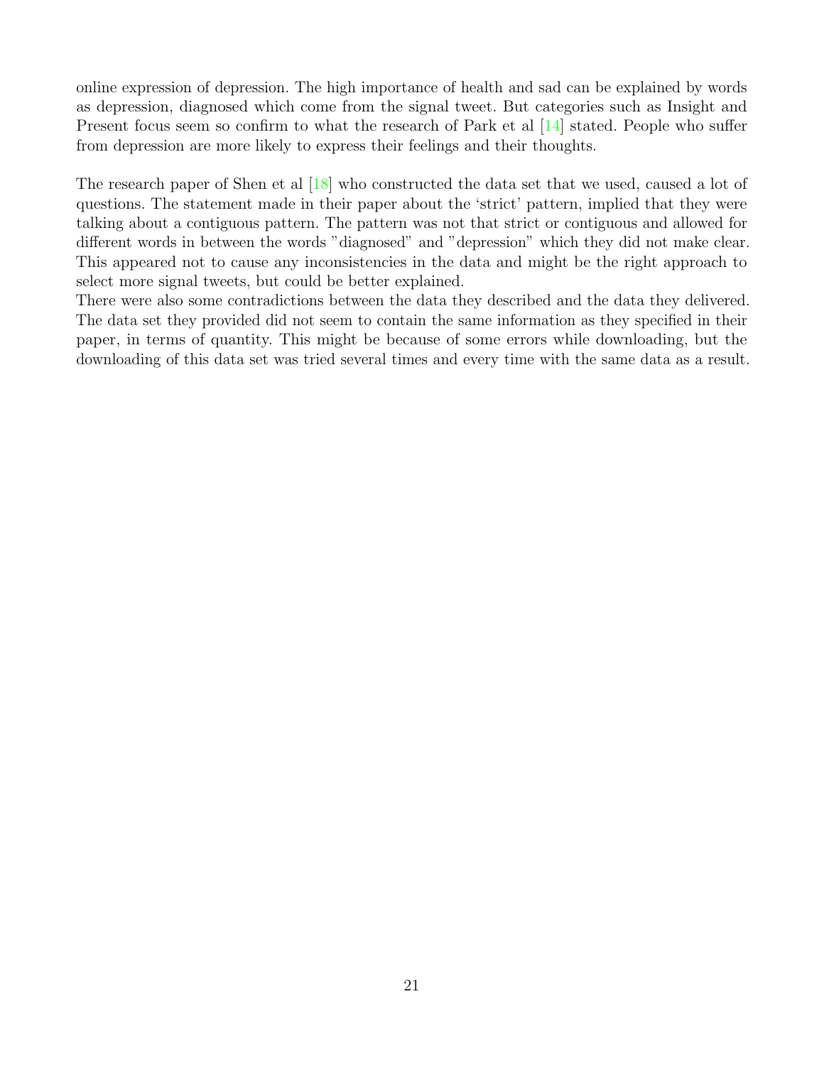online expression of depression. The high importance of health and sad can be explained by words as depression, diagnosed which come from the signal tweet. But categories such as Insight and Present focus seem so confirm to what the research of Park et al [14] stated. People who suffer from depression are more likely to express their feelings and their thoughts.

The research paper of Shen et al [18] who constructed the data set that we used, caused a lot of questions. The statement made in their paper about the 'strict' pattern, implied that they were talking about a contiguous pattern. The pattern was not that strict or contiguous and allowed for different words in between the words "diagnosed" and "depression" which they did not make clear. This appeared not to cause any inconsistencies in the data and might be the right approach to select more signal tweets, but could be better explained.
There were also some contradictions between the data they described and the data they delivered. The data set they provided did not seem to contain the same information as they specified in their paper, in terms of quantity. This might be because of some errors while downloading, but the downloading of this data set was tried several times and every time with the same data as a result.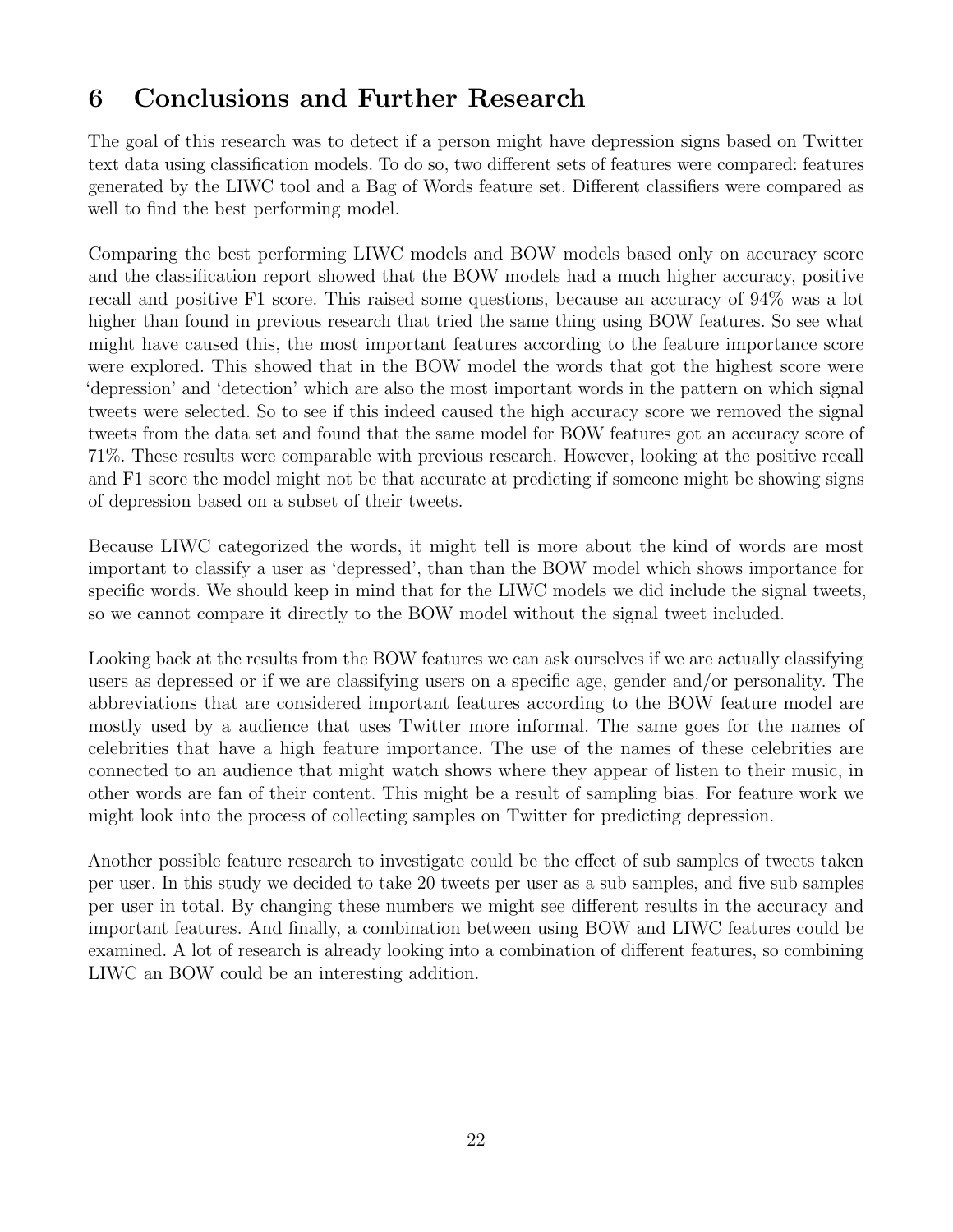# 6 Conclusions and Further Research

The goal of this research was to detect if a person might have depression signs based on Twitter text data using classification models. To do so, two different sets of features were compared: features generated by the LIWC tool and a Bag of Words feature set. Different classifiers were compared as well to find the best performing model.

Comparing the best performing LIWC models and BOW models based only on accuracy score and the classification report showed that the BOW models had a much higher accuracy, positive recall and positive F1 score. This raised some questions, because an accuracy of 94% was a lot higher than found in previous research that tried the same thing using BOW features. So see what might have caused this, the most important features according to the feature importance score were explored. This showed that in the BOW model the words that got the highest score were 'depression' and 'detection' which are also the most important words in the pattern on which signal tweets were selected. So to see if this indeed caused the high accuracy score we removed the signal tweets from the data set and found that the same model for BOW features got an accuracy score of 71%. These results were comparable with previous research. However, looking at the positive recall and F1 score the model might not be that accurate at predicting if someone might be showing signs of depression based on a subset of their tweets.

Because LIWC categorized the words, it might tell is more about the kind of words are most important to classify a user as 'depressed', than than the BOW model which shows importance for specific words. We should keep in mind that for the LIWC models we did include the signal tweets, so we cannot compare it directly to the BOW model without the signal tweet included.

Looking back at the results from the BOW features we can ask ourselves if we are actually classifying users as depressed or if we are classifying users on a specific age, gender and/or personality. The abbreviations that are considered important features according to the BOW feature model are mostly used by a audience that uses Twitter more informal. The same goes for the names of celebrities that have a high feature importance. The use of the names of these celebrities are connected to an audience that might watch shows where they appear of listen to their music, in other words are fan of their content. This might be a result of sampling bias. For feature work we might look into the process of collecting samples on Twitter for predicting depression.

Another possible feature research to investigate could be the effect of sub samples of tweets taken per user. In this study we decided to take 20 tweets per user as a sub samples, and five sub samples per user in total. By changing these numbers we might see different results in the accuracy and important features. And finally, a combination between using BOW and LIWC features could be examined. A lot of research is already looking into a combination of different features, so combining LIWC an BOW could be an interesting addition.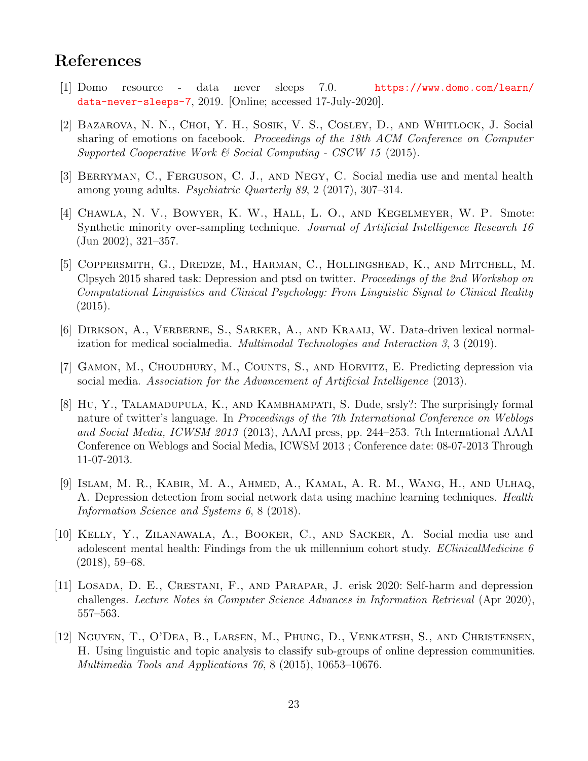# References

[1] Domo resource - data never sleeps 7.0. https://www.domo.com/learn/data-never-sleeps-7, 2019. [Online; accessed 17-July-2020].

[2] Bazarova, N. N., Choi, Y. H., Sosik, V. S., Cosley, D., and Whitlock, J. Social sharing of emotions on facebook. *Proceedings of the 18th ACM Conference on Computer Supported Cooperative Work & Social Computing - CSCW 15* (2015).

[3] Berryman, C., Ferguson, C. J., and Negy, C. Social media use and mental health among young adults. *Psychiatric Quarterly 89*, 2 (2017), 307–314.

[4] Chawla, N. V., Bowyer, K. W., Hall, L. O., and Kegelmeyer, W. P. Smote: Synthetic minority over-sampling technique. *Journal of Artificial Intelligence Research 16* (Jun 2002), 321–357.

[5] Coppersmith, G., Dredze, M., Harman, C., Hollingshead, K., and Mitchell, M. Clpsych 2015 shared task: Depression and ptsd on twitter. *Proceedings of the 2nd Workshop on Computational Linguistics and Clinical Psychology: From Linguistic Signal to Clinical Reality* (2015).

[6] Dirkson, A., Verberne, S., Sarker, A., and Kraaij, W. Data-driven lexical normalization for medical socialmedia. *Multimodal Technologies and Interaction 3*, 3 (2019).

[7] Gamon, M., Choudhury, M., Counts, S., and Horvitz, E. Predicting depression via social media. *Association for the Advancement of Artificial Intelligence* (2013).

[8] Hu, Y., Talamadupula, K., and Kambhampati, S. Dude, srsly?: The surprisingly formal nature of twitter's language. In *Proceedings of the 7th International Conference on Weblogs and Social Media, ICWSM 2013* (2013), AAAI press, pp. 244–253. 7th International AAAI Conference on Weblogs and Social Media, ICWSM 2013 ; Conference date: 08-07-2013 Through 11-07-2013.

[9] Islam, M. R., Kabir, M. A., Ahmed, A., Kamal, A. R. M., Wang, H., and Ulhaq, A. Depression detection from social network data using machine learning techniques. *Health Information Science and Systems 6*, 8 (2018).

[10] Kelly, Y., Zilanawala, A., Booker, C., and Sacker, A. Social media use and adolescent mental health: Findings from the uk millennium cohort study. *EClinicalMedicine 6* (2018), 59–68.

[11] Losada, D. E., Crestani, F., and Parapar, J. erisk 2020: Self-harm and depression challenges. *Lecture Notes in Computer Science Advances in Information Retrieval* (Apr 2020), 557–563.

[12] Nguyen, T., O'Dea, B., Larsen, M., Phung, D., Venkatesh, S., and Christensen, H. Using linguistic and topic analysis to classify sub-groups of online depression communities. *Multimedia Tools and Applications 76*, 8 (2015), 10653–10676.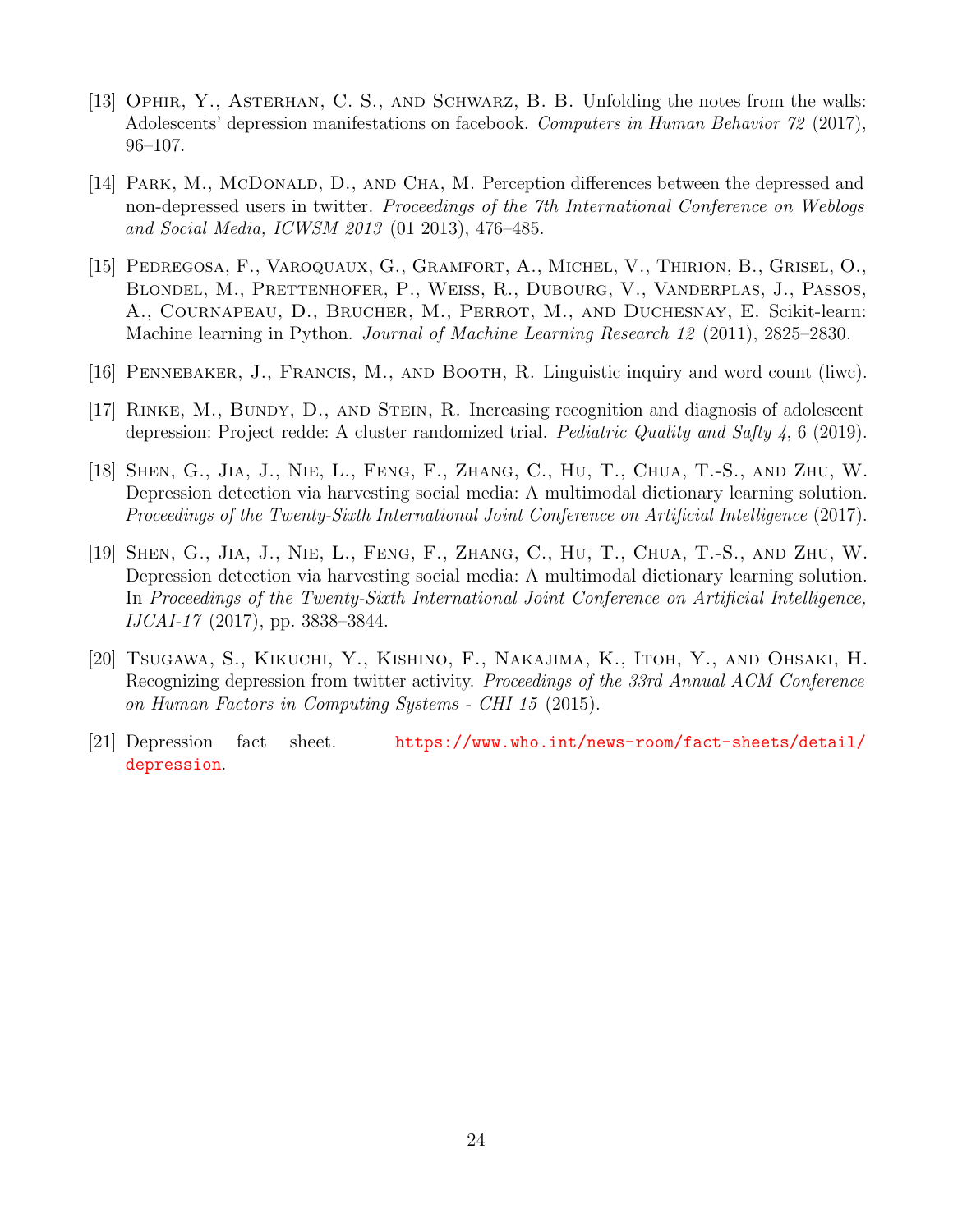[13] Ophir, Y., Asterhan, C. S., and Schwarz, B. B. Unfolding the notes from the walls: Adolescents' depression manifestations on facebook. *Computers in Human Behavior 72* (2017), 96–107.

[14] Park, M., McDonald, D., and Cha, M. Perception differences between the depressed and non-depressed users in twitter. *Proceedings of the 7th International Conference on Weblogs and Social Media, ICWSM 2013* (01 2013), 476–485.

[15] Pedregosa, F., Varoquaux, G., Gramfort, A., Michel, V., Thirion, B., Grisel, O., Blondel, M., Prettenhofer, P., Weiss, R., Dubourg, V., Vanderplas, J., Passos, A., Cournapeau, D., Brucher, M., Perrot, M., and Duchesnay, E. Scikit-learn: Machine learning in Python. *Journal of Machine Learning Research 12* (2011), 2825–2830.

[16] Pennebaker, J., Francis, M., and Booth, R. Linguistic inquiry and word count (liwc).

[17] Rinke, M., Bundy, D., and Stein, R. Increasing recognition and diagnosis of adolescent depression: Project redde: A cluster randomized trial. *Pediatric Quality and Safty 4*, 6 (2019).

[18] Shen, G., Jia, J., Nie, L., Feng, F., Zhang, C., Hu, T., Chua, T.-S., and Zhu, W. Depression detection via harvesting social media: A multimodal dictionary learning solution. *Proceedings of the Twenty-Sixth International Joint Conference on Artificial Intelligence* (2017).

[19] Shen, G., Jia, J., Nie, L., Feng, F., Zhang, C., Hu, T., Chua, T.-S., and Zhu, W. Depression detection via harvesting social media: A multimodal dictionary learning solution. In *Proceedings of the Twenty-Sixth International Joint Conference on Artificial Intelligence, IJCAI-17* (2017), pp. 3838–3844.

[20] Tsugawa, S., Kikuchi, Y., Kishino, F., Nakajima, K., Itoh, Y., and Ohsaki, H. Recognizing depression from twitter activity. *Proceedings of the 33rd Annual ACM Conference on Human Factors in Computing Systems - CHI 15* (2015).

[21] Depression fact sheet. https://www.who.int/news-room/fact-sheets/detail/depression.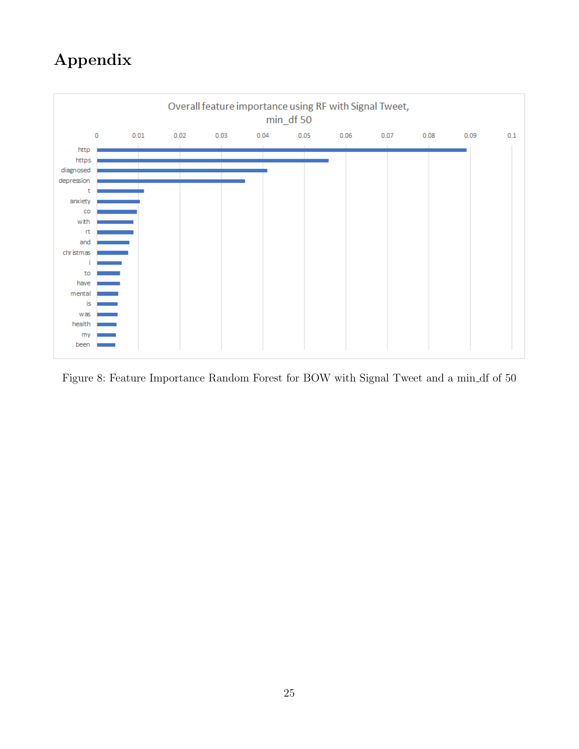# Appendix

Overall feature importance using RF with Signal Tweet, min_df 50

Figure 8: Feature Importance Random Forest for BOW with Signal Tweet and a min_df of 50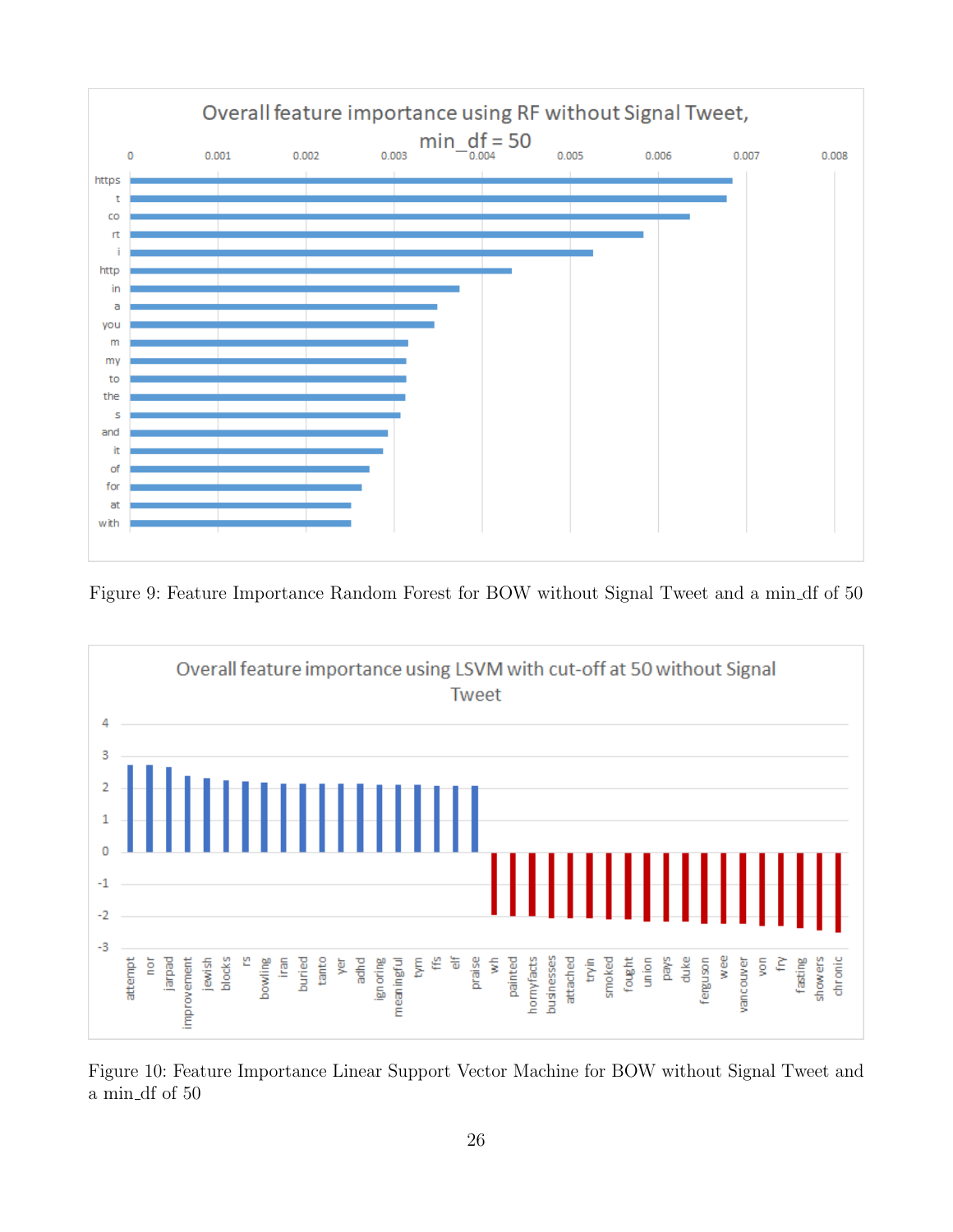Overall feature importance using RF without Signal Tweet, min_df = 50

0 0.001 0.002 0.003 0.004 0.005 0.006 0.007 0.008

https
t
co
rt
i
http
in
a
you
m
my
to
the
s
and
it
of
for
at
with

Figure 9: Feature Importance Random Forest for BOW without Signal Tweet and a min_df of 50

Overall feature importance using LSVM with cut-off at 50 without Signal Tweet

4 3 2 1 0 -1 -2 -3

attempt nor jarpad improvement jewish blocks rs bowling iran buried tanto yer adhd ignoring meaningful tym ffs elf praise wh painted hornyfacts businesses attached tryin smoked fought union pays duke ferguson wee vancouver von fry fasting showers chronic

Figure 10: Feature Importance Linear Support Vector Machine for BOW without Signal Tweet and a min_df of 50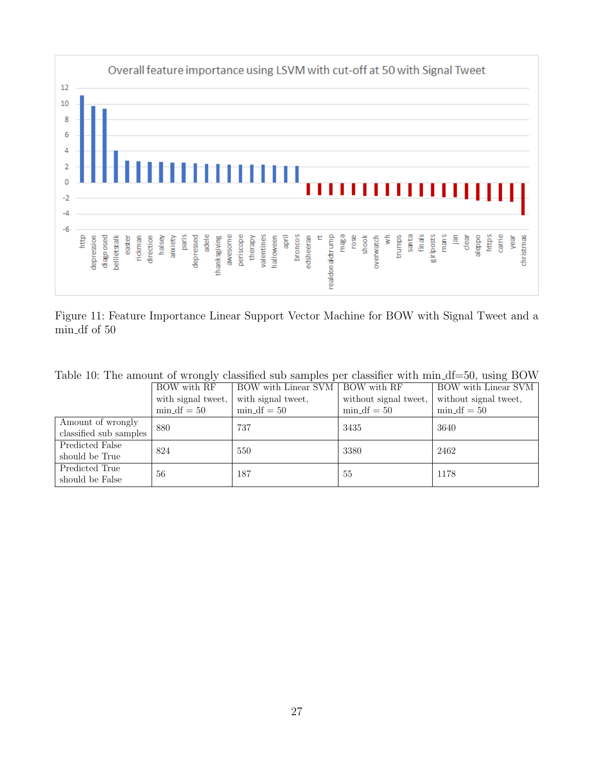Overall feature importance using LSVM with cut-off at 50 with Signal Tweet

12
10
8
6
4
2
0
-2
-4
-6

http
depression
diagnosed
belletstalk
easter
rickman
direction
halsey
anxiety
paris
depressed
adele
thanksgiving
awesome
periscope
therapy
valentines
halloween
april
broncos
edsheeran
rt
realdonaldtrump
maga
rose
shook
overwatch
wh
trumps
santa
finals
girlposts
mans
jan
clear
aleppo
https
carrie
year
christmas

Figure 11: Feature Importance Linear Support Vector Machine for BOW with Signal Tweet and a min_df of 50

Table 10: The amount of wrongly classified sub samples per classifier with min_df=50, using BOW

| | BOW with RF with signal tweet, min_df = 50 | BOW with Linear SVM with signal tweet, min_df = 50 | BOW with RF without signal tweet, min_df = 50 | BOW with Linear SVM without signal tweet, min_df = 50 |
|---|---|---|---|---|
| Amount of wrongly classified sub samples | 880 | 737 | 3435 | 3640 |
| Predicted False should be True | 824 | 550 | 3380 | 2462 |
| Predicted True should be False | 56 | 187 | 55 | 1178 |